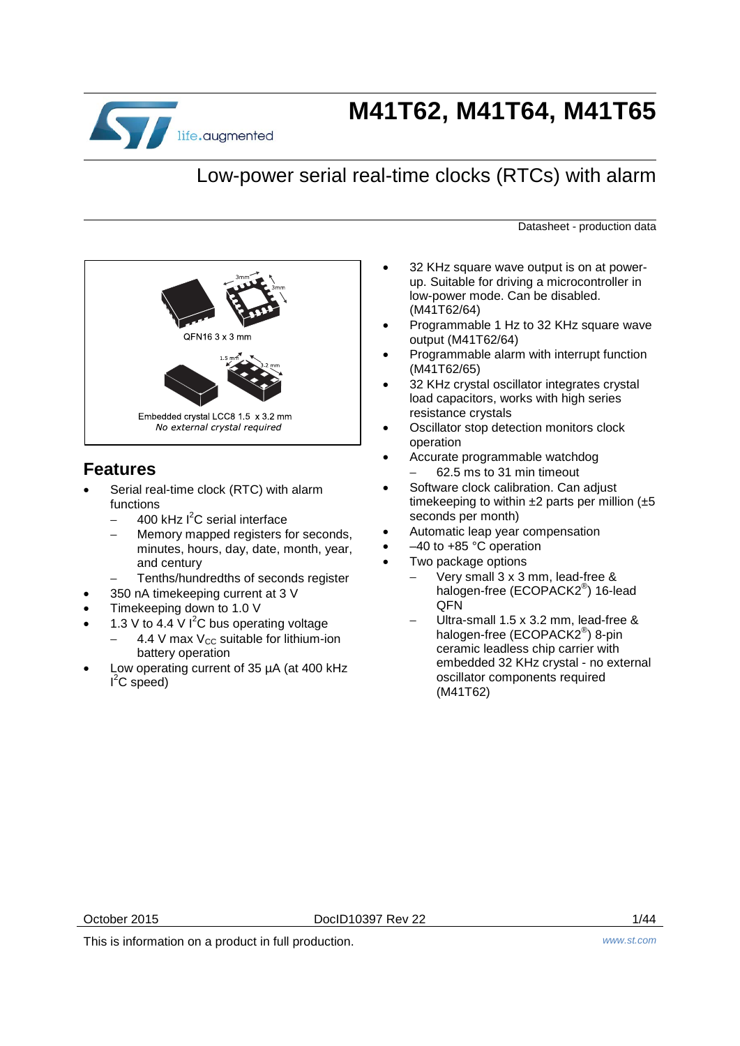# M41T62, M41T64, M41T65

## Low-power serial real-time clocks (RTCs) with alarm

Datasheet - production data

QFN16 3 x 3 mm

Embedded crystal LCC8 1.5 x 3.2 mm
*No external crystal required*

## Features

- Serial real-time clock (RTC) with alarm functions
  - 400 kHz $I^2C$ serial interface
  - Memory mapped registers for seconds, minutes, hours, day, date, month, year, and century
  - Tenths/hundredths of seconds register
- 350 nA timekeeping current at 3 V
- Timekeeping down to 1.0 V
- 1.3 V to 4.4 V $I^2C$ bus operating voltage
  - 4.4 V max $V_{CC}$ suitable for lithium-ion battery operation
- Low operating current of 35 µA (at 400 kHz $I^2C$ speed)
- 32 KHz square wave output is on at power-up. Suitable for driving a microcontroller in low-power mode. Can be disabled. (M41T62/64)
- Programmable 1 Hz to 32 KHz square wave output (M41T62/64)
- Programmable alarm with interrupt function (M41T62/65)
- 32 KHz crystal oscillator integrates crystal load capacitors, works with high series resistance crystals
- Oscillator stop detection monitors clock operation
- Accurate programmable watchdog
  - 62.5 ms to 31 min timeout
- Software clock calibration. Can adjust timekeeping to within ±2 parts per million (±5 seconds per month)
- Automatic leap year compensation
- –40 to +85 °C operation
- Two package options
  - Very small 3 x 3 mm, lead-free & halogen-free (ECOPACK2®) 16-lead QFN
  - Ultra-small 1.5 x 3.2 mm, lead-free & halogen-free (ECOPACK2®) 8-pin ceramic leadless chip carrier with embedded 32 KHz crystal - no external oscillator components required (M41T62)

October 2015 DocID10397 Rev 22

This is information on a product in full production.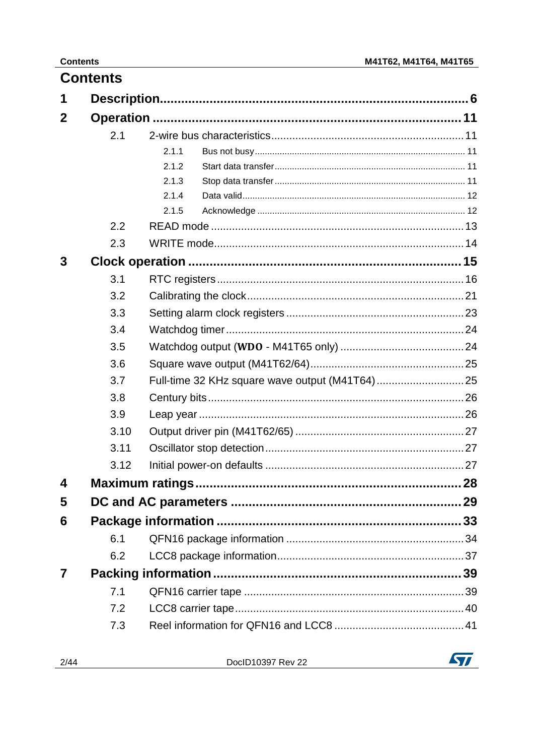# Contents

| | | | |
|---|---|---|---|
| **1** | **Description** | | **6** |
| **2** | **Operation** | | **11** |
| | 2.1 | 2-wire bus characteristics | 11 |
| | 2.1.1 | Bus not busy | 11 |
| | 2.1.2 | Start data transfer | 11 |
| | 2.1.3 | Stop data transfer | 11 |
| | 2.1.4 | Data valid | 12 |
| | 2.1.5 | Acknowledge | 12 |
| | 2.2 | READ mode | 13 |
| | 2.3 | WRITE mode | 14 |
| **3** | **Clock operation** | | **15** |
| | 3.1 | RTC registers | 16 |
| | 3.2 | Calibrating the clock | 21 |
| | 3.3 | Setting alarm clock registers | 23 |
| | 3.4 | Watchdog timer | 24 |
| | 3.5 | Watchdog output (**WDO** - M41T65 only) | 24 |
| | 3.6 | Square wave output (M41T62/64) | 25 |
| | 3.7 | Full-time 32 KHz square wave output (M41T64) | 25 |
| | 3.8 | Century bits | 26 |
| | 3.9 | Leap year | 26 |
| | 3.10 | Output driver pin (M41T62/65) | 27 |
| | 3.11 | Oscillator stop detection | 27 |
| | 3.12 | Initial power-on defaults | 27 |
| **4** | **Maximum ratings** | | **28** |
| **5** | **DC and AC parameters** | | **29** |
| **6** | **Package information** | | **33** |
| | 6.1 | QFN16 package information | 34 |
| | 6.2 | LCC8 package information | 37 |
| **7** | **Packing information** | | **39** |
| | 7.1 | QFN16 carrier tape | 39 |
| | 7.2 | LCC8 carrier tape | 40 |
| | 7.3 | Reel information for QFN16 and LCC8 | 41 |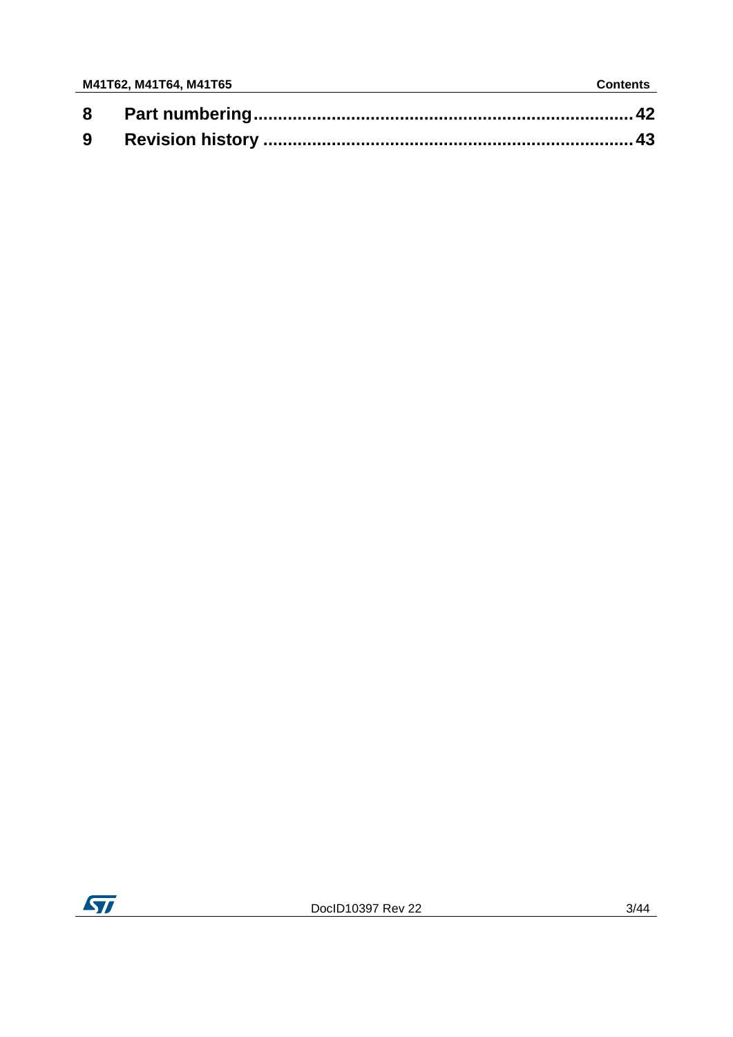**8 Part numbering ............................................................................ 42**

**9 Revision history ........................................................................... 43**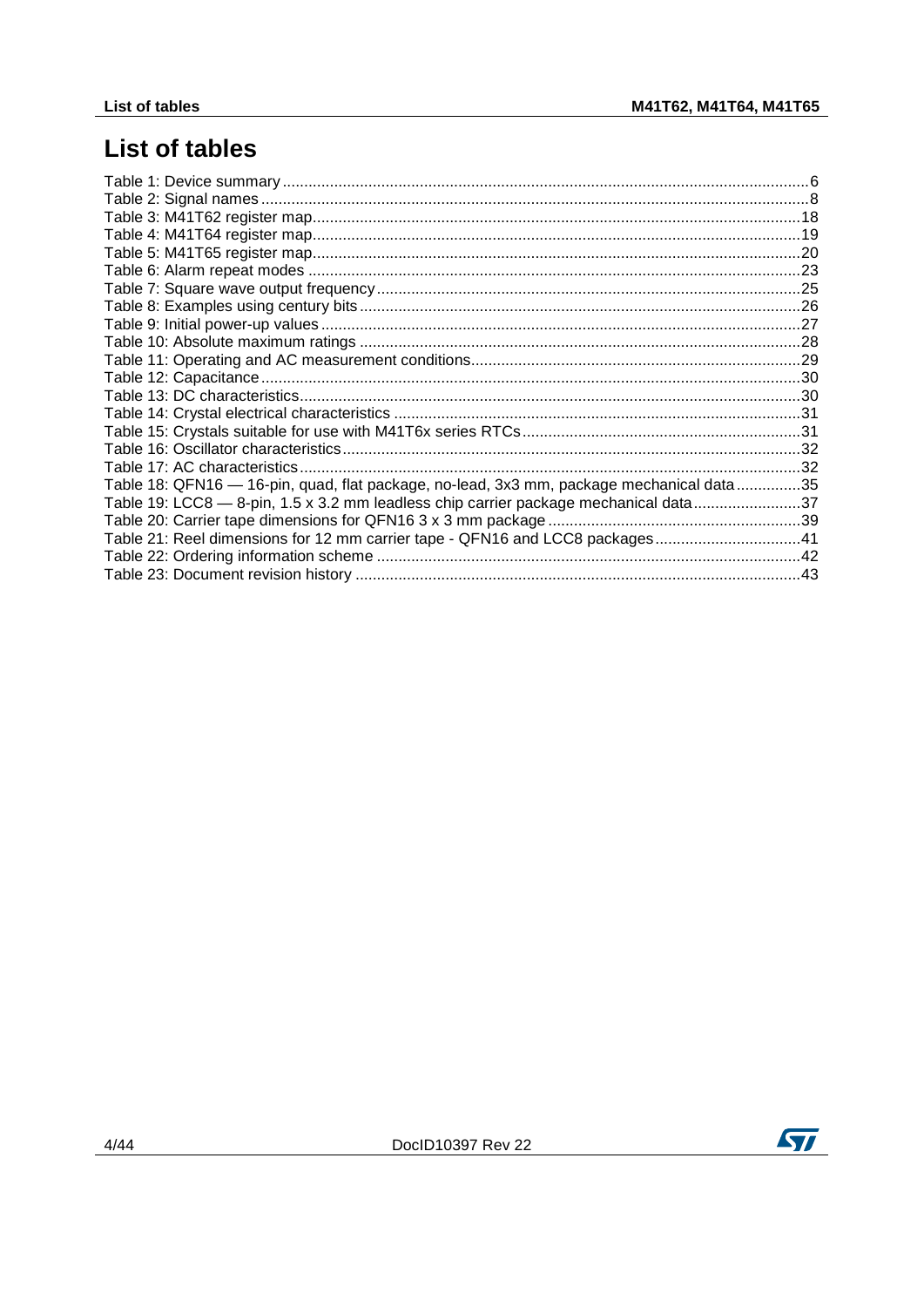# List of tables

Table 1: Device summary .......................................................................................................................6
Table 2: Signal names ............................................................................................................................8
Table 3: M41T62 register map...............................................................................................................18
Table 4: M41T64 register map...............................................................................................................19
Table 5: M41T65 register map...............................................................................................................20
Table 6: Alarm repeat modes ................................................................................................................23
Table 7: Square wave output frequency.................................................................................................25
Table 8: Examples using century bits.....................................................................................................26
Table 9: Initial power-up values .............................................................................................................27
Table 10: Absolute maximum ratings .....................................................................................................28
Table 11: Operating and AC measurement conditions...........................................................................29
Table 12: Capacitance ...........................................................................................................................30
Table 13: DC characteristics...................................................................................................................30
Table 14: Crystal electrical characteristics .............................................................................................31
Table 15: Crystals suitable for use with M41T6x series RTCs................................................................31
Table 16: Oscillator characteristics.........................................................................................................32
Table 17: AC characteristics...................................................................................................................32
Table 18: QFN16 — 16-pin, quad, flat package, no-lead, 3x3 mm, package mechanical data...............35
Table 19: LCC8 — 8-pin, 1.5 x 3.2 mm leadless chip carrier package mechanical data........................37
Table 20: Carrier tape dimensions for QFN16 3 x 3 mm package ..........................................................39
Table 21: Reel dimensions for 12 mm carrier tape - QFN16 and LCC8 packages.................................41
Table 22: Ordering information scheme .................................................................................................42
Table 23: Document revision history ......................................................................................................43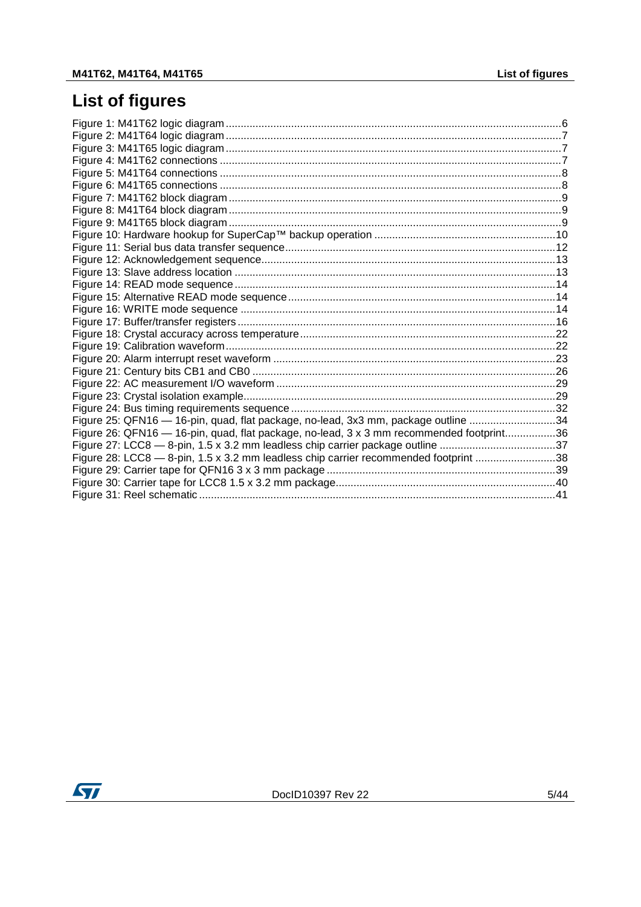# List of figures

Figure 1: M41T62 logic diagram .......................................................................................................6
Figure 2: M41T64 logic diagram .......................................................................................................7
Figure 3: M41T65 logic diagram .......................................................................................................7
Figure 4: M41T62 connections .........................................................................................................7
Figure 5: M41T64 connections .........................................................................................................8
Figure 6: M41T65 connections .........................................................................................................8
Figure 7: M41T62 block diagram .......................................................................................................9
Figure 8: M41T64 block diagram .......................................................................................................9
Figure 9: M41T65 block diagram .......................................................................................................9
Figure 10: Hardware hookup for SuperCap™ backup operation .....................................................10
Figure 11: Serial bus data transfer sequence ..................................................................................12
Figure 12: Acknowledgement sequence ..........................................................................................13
Figure 13: Slave address location ...................................................................................................13
Figure 14: READ mode sequence ...................................................................................................14
Figure 15: Alternative READ mode sequence .................................................................................14
Figure 16: WRITE mode sequence ..................................................................................................14
Figure 17: Buffer/transfer registers ..................................................................................................16
Figure 18: Crystal accuracy across temperature .............................................................................22
Figure 19: Calibration waveform ......................................................................................................22
Figure 20: Alarm interrupt reset waveform .......................................................................................23
Figure 21: Century bits CB1 and CB0 ..............................................................................................26
Figure 22: AC measurement I/O waveform ......................................................................................29
Figure 23: Crystal isolation example ................................................................................................29
Figure 24: Bus timing requirements sequence .................................................................................32
Figure 25: QFN16 — 16-pin, quad, flat package, no-lead, 3x3 mm, package outline .....................34
Figure 26: QFN16 — 16-pin, quad, flat package, no-lead, 3 x 3 mm recommended footprint ..........36
Figure 27: LCC8 — 8-pin, 1.5 x 3.2 mm leadless chip carrier package outline ................................37
Figure 28: LCC8 — 8-pin, 1.5 x 3.2 mm leadless chip carrier recommended footprint ....................38
Figure 29: Carrier tape for QFN16 3 x 3 mm package .....................................................................39
Figure 30: Carrier tape for LCC8 1.5 x 3.2 mm package ..................................................................40
Figure 31: Reel schematic ...............................................................................................................41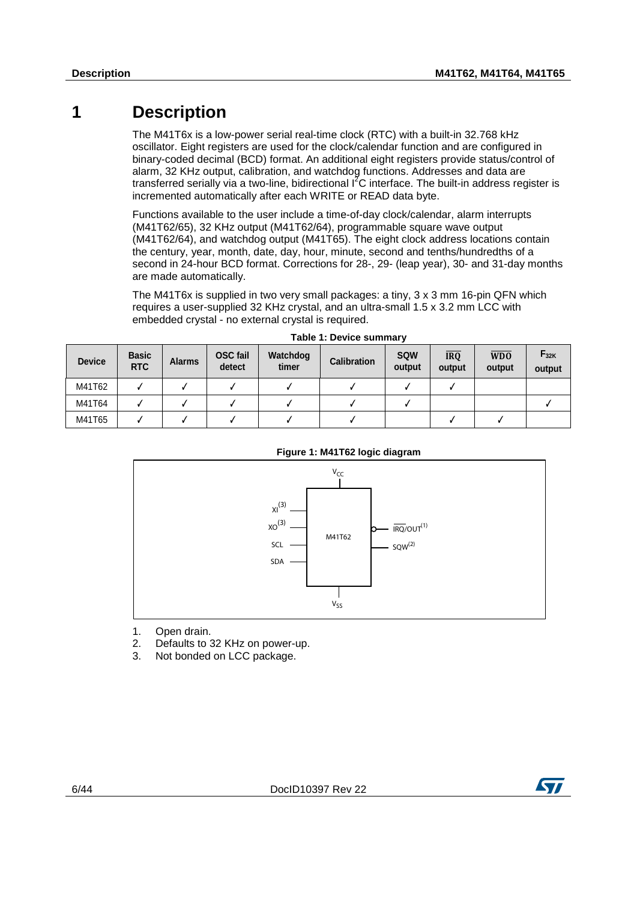# 1 Description

The M41T6x is a low-power serial real-time clock (RTC) with a built-in 32.768 kHz oscillator. Eight registers are used for the clock/calendar function and are configured in binary-coded decimal (BCD) format. An additional eight registers provide status/control of alarm, 32 KHz output, calibration, and watchdog functions. Addresses and data are transferred serially via a two-line, bidirectional $I^2C$ interface. The built-in address register is incremented automatically after each WRITE or READ data byte.

Functions available to the user include a time-of-day clock/calendar, alarm interrupts (M41T62/65), 32 KHz output (M41T62/64), programmable square wave output (M41T62/64), and watchdog output (M41T65). The eight clock address locations contain the century, year, month, date, day, hour, minute, second and tenths/hundredths of a second in 24-hour BCD format. Corrections for 28-, 29- (leap year), 30- and 31-day months are made automatically.

The M41T6x is supplied in two very small packages: a tiny, 3 x 3 mm 16-pin QFN which requires a user-supplied 32 KHz crystal, and an ultra-small 1.5 x 3.2 mm LCC with embedded crystal - no external crystal is required.

**Table 1: Device summary**

| Device | Basic RTC | Alarms | OSC fail detect | Watchdog timer | Calibration | SQW output | $\overline{\text{IRQ}}$ output | $\overline{\text{WDO}}$ output | $F_{32K}$ output |
|---|---|---|---|---|---|---|---|---|---|
| M41T62 | ✓ | ✓ | ✓ | ✓ | ✓ | ✓ | ✓ | | |
| M41T64 | ✓ | ✓ | ✓ | ✓ | ✓ | ✓ | | | ✓ |
| M41T65 | ✓ | ✓ | ✓ | ✓ | ✓ | | ✓ | ✓ | |

**Figure 1: M41T62 logic diagram**

$V_{CC}$

XI[3]
XO[3]
SCL
SDA

M41T62

$\overline{\text{IRQ}}$/OUT[1]
SQW[2]

$V_{SS}$

1. Open drain.
2. Defaults to 32 KHz on power-up.
3. Not bonded on LCC package.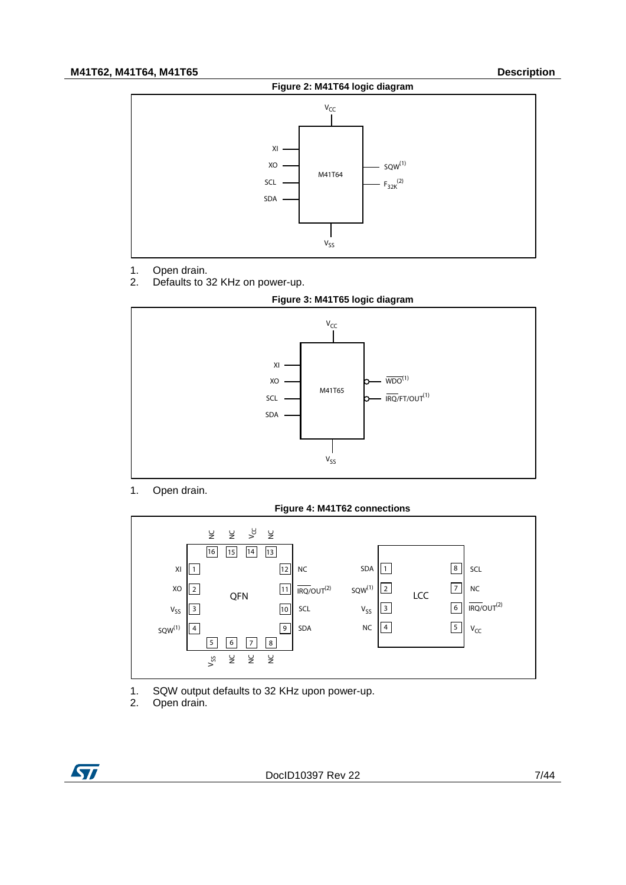**Figure 2: M41T64 logic diagram**

1. Open drain.
2. Defaults to 32 KHz on power-up.

**Figure 3: M41T65 logic diagram**

1. Open drain.

**Figure 4: M41T62 connections**

1. SQW output defaults to 32 KHz upon power-up.
2. Open drain.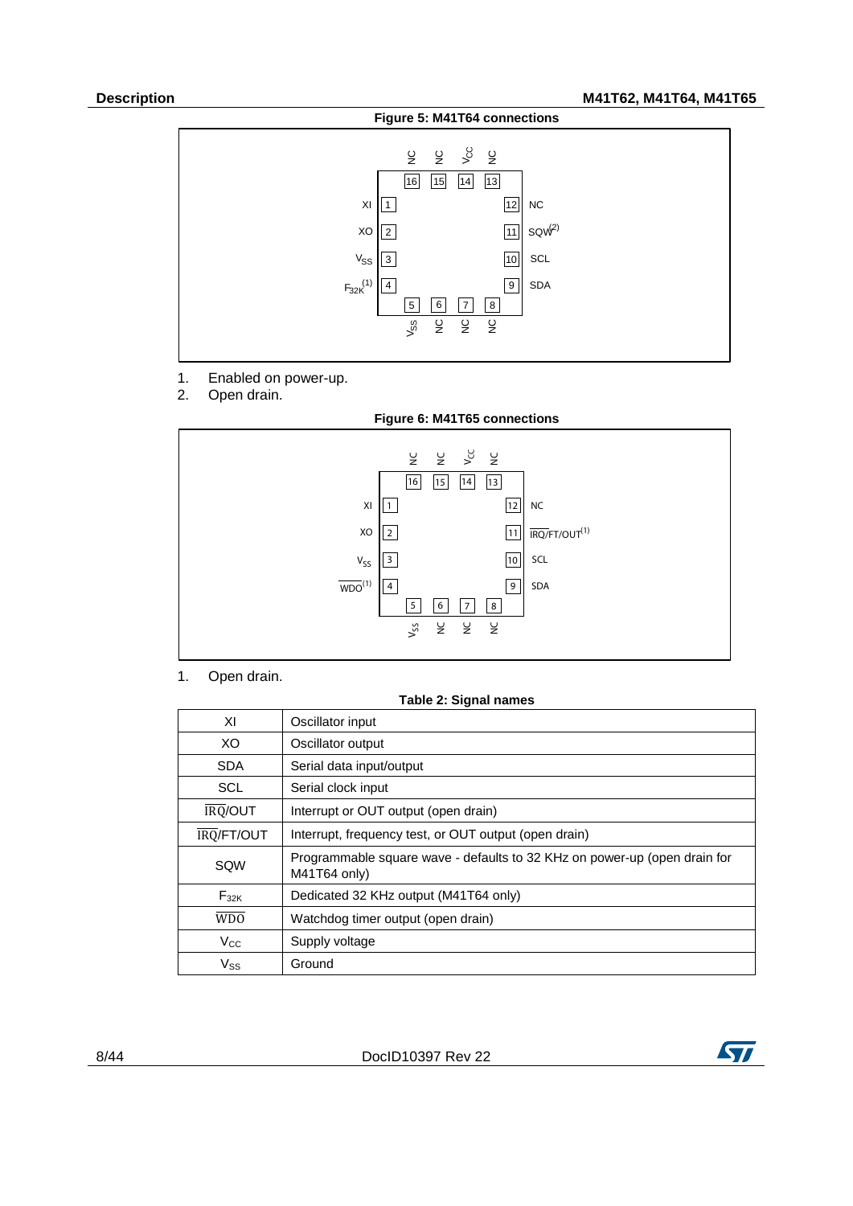**Figure 5: M41T64 connections**

1. Enabled on power-up.
2. Open drain.

**Figure 6: M41T65 connections**

1. Open drain.

**Table 2: Signal names**

| | |
|---|---|
| XI | Oscillator input |
| XO | Oscillator output |
| SDA | Serial data input/output |
| SCL | Serial clock input |
| $\overline{\text{IRQ}}$/OUT | Interrupt or OUT output (open drain) |
| $\overline{\text{IRQ}}$/FT/OUT | Interrupt, frequency test, or OUT output (open drain) |
| SQW | Programmable square wave - defaults to 32 KHz on power-up (open drain for M41T64 only) |
| $F_{32K}$ | Dedicated 32 KHz output (M41T64 only) |
| $\overline{\text{WDO}}$ | Watchdog timer output (open drain) |
| $V_{CC}$ | Supply voltage |
| $V_{SS}$ | Ground |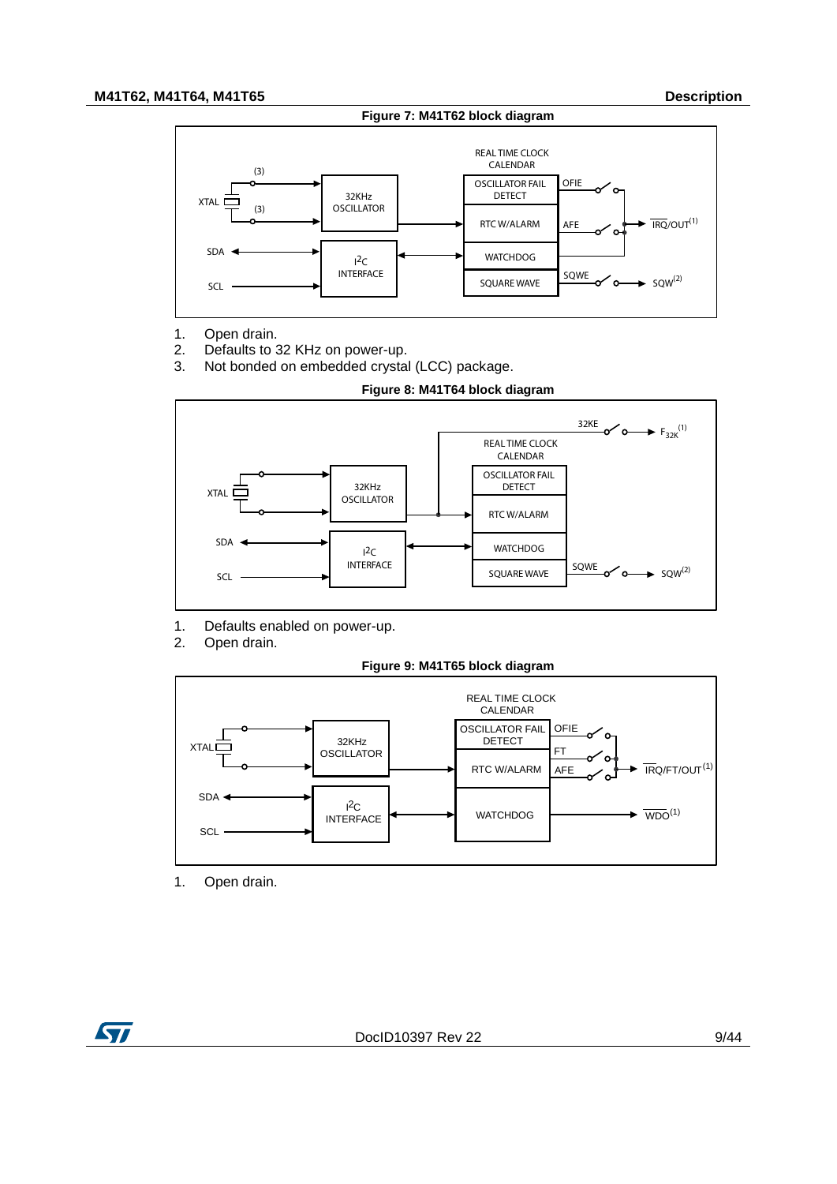**Figure 7: M41T62 block diagram**

1. Open drain.
2. Defaults to 32 KHz on power-up.
3. Not bonded on embedded crystal (LCC) package.

**Figure 8: M41T64 block diagram**

1. Defaults enabled on power-up.
2. Open drain.

**Figure 9: M41T65 block diagram**

1. Open drain.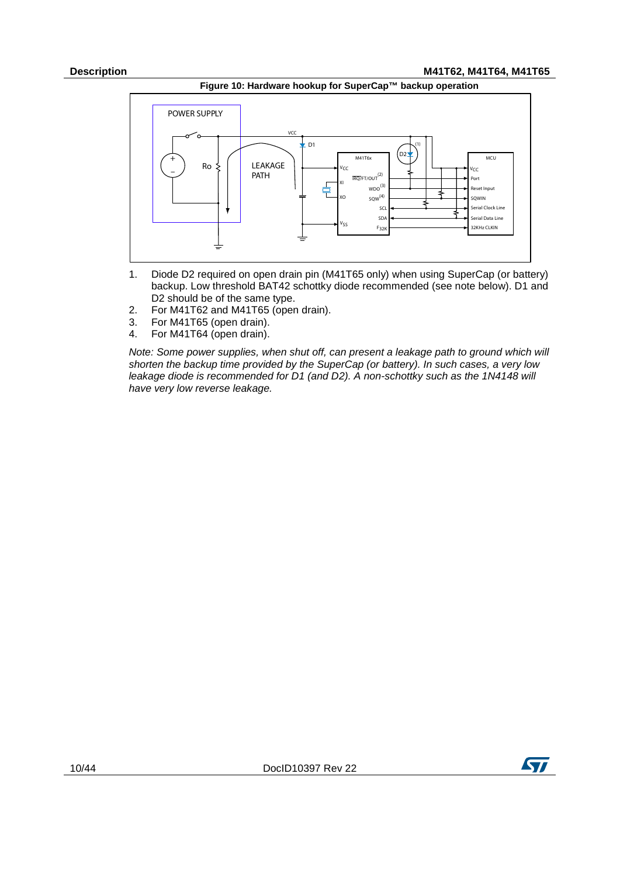**Figure 10: Hardware hookup for SuperCap™ backup operation**

1. Diode D2 required on open drain pin (M41T65 only) when using SuperCap (or battery) backup. Low threshold BAT42 schottky diode recommended (see note below). D1 and D2 should be of the same type.
2. For M41T62 and M41T65 (open drain).
3. For M41T65 (open drain).
4. For M41T64 (open drain).

*Note: Some power supplies, when shut off, can present a leakage path to ground which will shorten the backup time provided by the SuperCap (or battery). In such cases, a very low leakage diode is recommended for D1 (and D2). A non-schottky such as the 1N4148 will have very low reverse leakage.*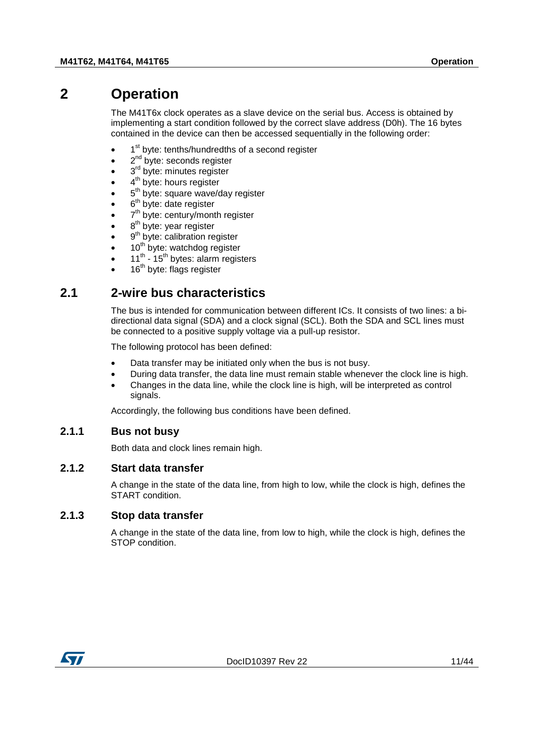# 2 Operation

The M41T6x clock operates as a slave device on the serial bus. Access is obtained by implementing a start condition followed by the correct slave address (D0h). The 16 bytes contained in the device can then be accessed sequentially in the following order:

- 1st byte: tenths/hundredths of a second register
- 2nd byte: seconds register
- 3rd byte: minutes register
- 4th byte: hours register
- 5th byte: square wave/day register
- 6th byte: date register
- 7th byte: century/month register
- 8th byte: year register
- 9th byte: calibration register
- 10th byte: watchdog register
- 11th - 15th bytes: alarm registers
- 16th byte: flags register

## 2.1 2-wire bus characteristics

The bus is intended for communication between different ICs. It consists of two lines: a bi-directional data signal (SDA) and a clock signal (SCL). Both the SDA and SCL lines must be connected to a positive supply voltage via a pull-up resistor.

The following protocol has been defined:

- Data transfer may be initiated only when the bus is not busy.
- During data transfer, the data line must remain stable whenever the clock line is high.
- Changes in the data line, while the clock line is high, will be interpreted as control signals.

Accordingly, the following bus conditions have been defined.

### 2.1.1 Bus not busy

Both data and clock lines remain high.

### 2.1.2 Start data transfer

A change in the state of the data line, from high to low, while the clock is high, defines the START condition.

### 2.1.3 Stop data transfer

A change in the state of the data line, from low to high, while the clock is high, defines the STOP condition.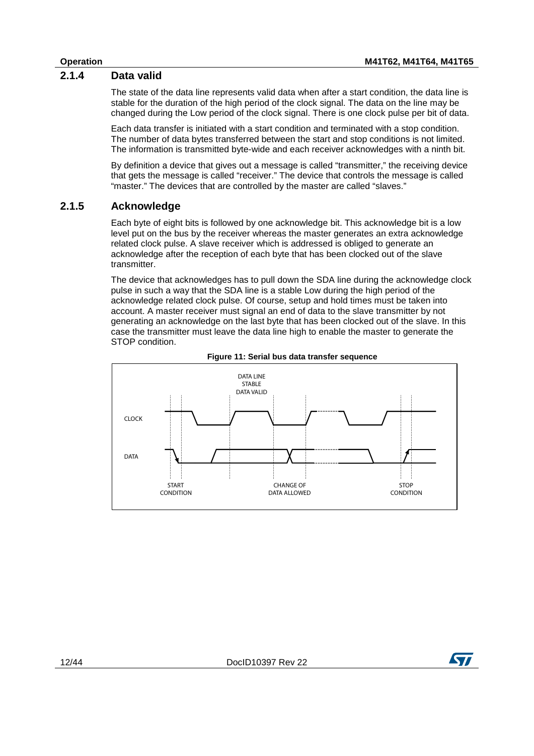### 2.1.4 Data valid

The state of the data line represents valid data when after a start condition, the data line is stable for the duration of the high period of the clock signal. The data on the line may be changed during the Low period of the clock signal. There is one clock pulse per bit of data.

Each data transfer is initiated with a start condition and terminated with a stop condition. The number of data bytes transferred between the start and stop conditions is not limited. The information is transmitted byte-wide and each receiver acknowledges with a ninth bit.

By definition a device that gives out a message is called “transmitter,” the receiving device that gets the message is called “receiver.” The device that controls the message is called “master.” The devices that are controlled by the master are called “slaves.”

### 2.1.5 Acknowledge

Each byte of eight bits is followed by one acknowledge bit. This acknowledge bit is a low level put on the bus by the receiver whereas the master generates an extra acknowledge related clock pulse. A slave receiver which is addressed is obliged to generate an acknowledge after the reception of each byte that has been clocked out of the slave transmitter.

The device that acknowledges has to pull down the SDA line during the acknowledge clock pulse in such a way that the SDA line is a stable Low during the high period of the acknowledge related clock pulse. Of course, setup and hold times must be taken into account. A master receiver must signal an end of data to the slave transmitter by not generating an acknowledge on the last byte that has been clocked out of the slave. In this case the transmitter must leave the data line high to enable the master to generate the STOP condition.

**Figure 11: Serial bus data transfer sequence**

DATA LINE STABLE DATA VALID

CLOCK

DATA

START CONDITION

CHANGE OF DATA ALLOWED

STOP CONDITION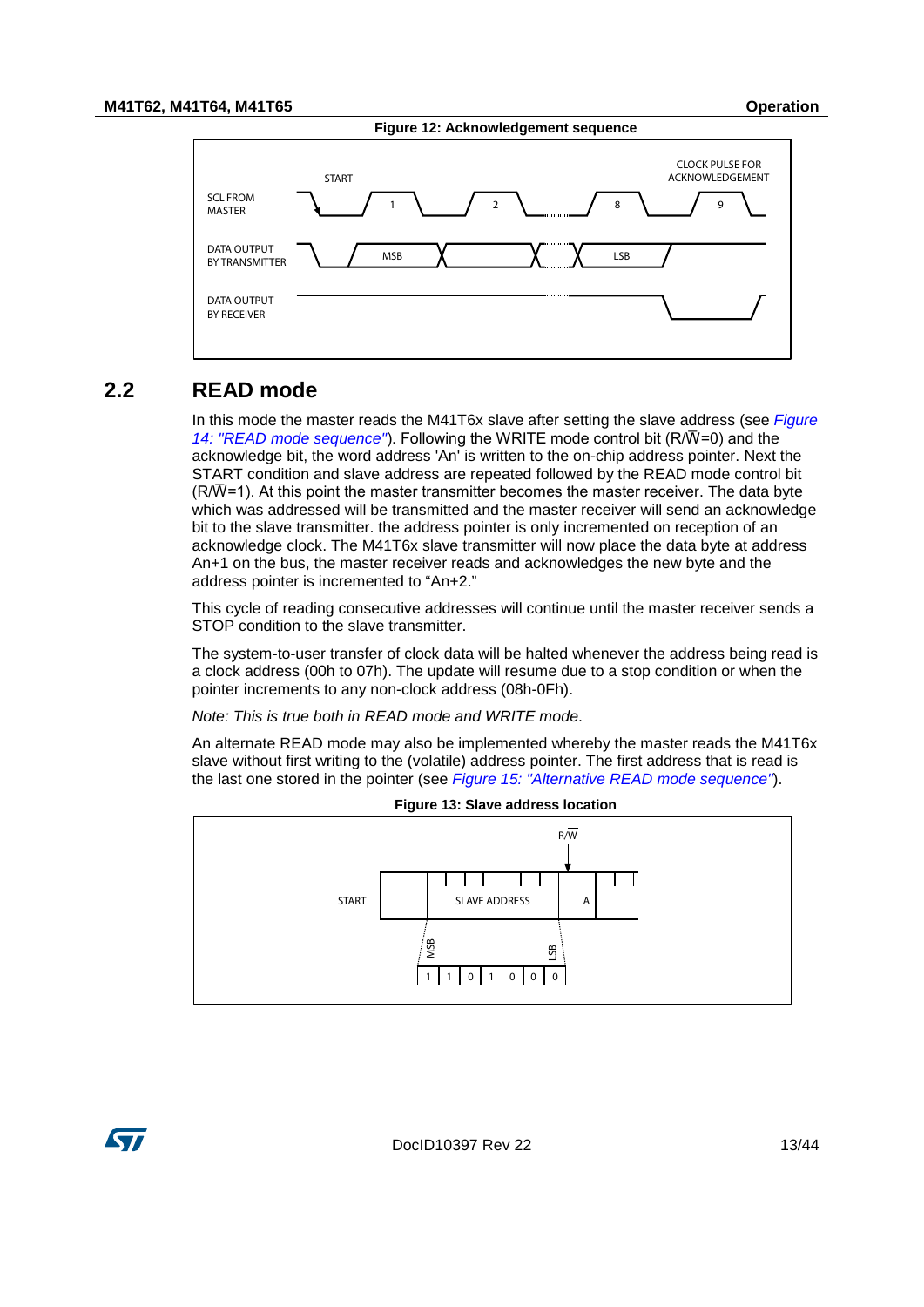**Figure 12: Acknowledgement sequence**

## 2.2 READ mode

In this mode the master reads the M41T6x slave after setting the slave address (see *Figure 14: "READ mode sequence"*). Following the WRITE mode control bit (R/$\overline{W}$=0) and the acknowledge bit, the word address 'An' is written to the on-chip address pointer. Next the START condition and slave address are repeated followed by the READ mode control bit (R/$\overline{W}$=1). At this point the master transmitter becomes the master receiver. The data byte which was addressed will be transmitted and the master receiver will send an acknowledge bit to the slave transmitter. the address pointer is only incremented on reception of an acknowledge clock. The M41T6x slave transmitter will now place the data byte at address An+1 on the bus, the master receiver reads and acknowledges the new byte and the address pointer is incremented to "An+2."

This cycle of reading consecutive addresses will continue until the master receiver sends a STOP condition to the slave transmitter.

The system-to-user transfer of clock data will be halted whenever the address being read is a clock address (00h to 07h). The update will resume due to a stop condition or when the pointer increments to any non-clock address (08h-0Fh).

*Note: This is true both in READ mode and WRITE mode.*

An alternate READ mode may also be implemented whereby the master reads the M41T6x slave without first writing to the (volatile) address pointer. The first address that is read is the last one stored in the pointer (see *Figure 15: "Alternative READ mode sequence"*).

**Figure 13: Slave address location**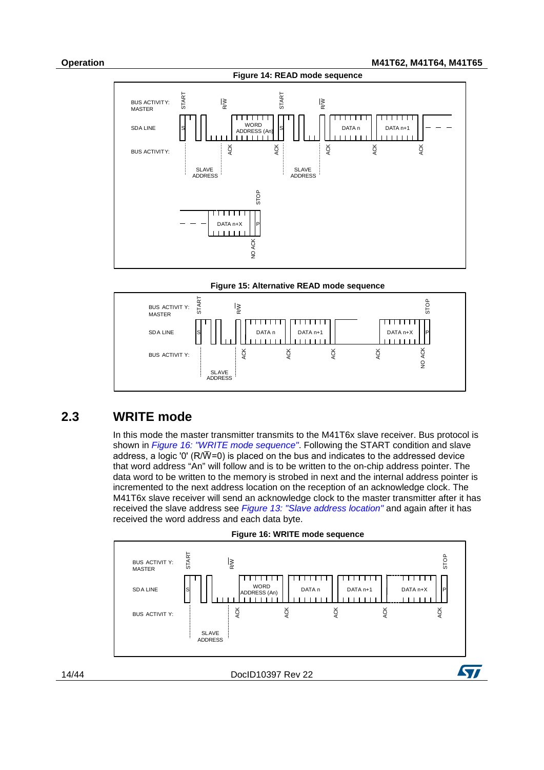**Figure 14: READ mode sequence**

**Figure 15: Alternative READ mode sequence**

## 2.3 WRITE mode

In this mode the master transmitter transmits to the M41T6x slave receiver. Bus protocol is shown in *Figure 16: "WRITE mode sequence"*. Following the START condition and slave address, a logic '0' (R/$\overline{W}$=0) is placed on the bus and indicates to the addressed device that word address "An" will follow and is to be written to the on-chip address pointer. The data word to be written to the memory is strobed in next and the internal address pointer is incremented to the next address location on the reception of an acknowledge clock. The M41T6x slave receiver will send an acknowledge clock to the master transmitter after it has received the slave address see *Figure 13: "Slave address location"* and again after it has received the word address and each data byte.

**Figure 16: WRITE mode sequence**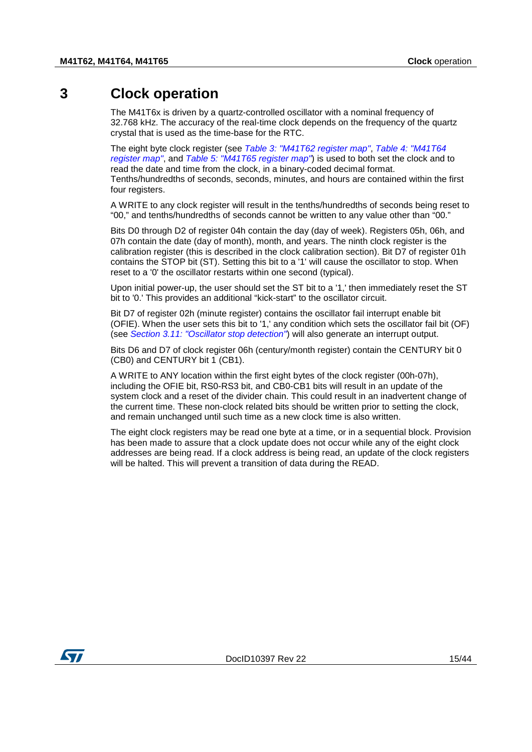# 3 Clock operation

The M41T6x is driven by a quartz-controlled oscillator with a nominal frequency of 32.768 kHz. The accuracy of the real-time clock depends on the frequency of the quartz crystal that is used as the time-base for the RTC.

The eight byte clock register (see *Table 3: "M41T62 register map"*, *Table 4: "M41T64 register map"*, and *Table 5: "M41T65 register map"*) is used to both set the clock and to read the date and time from the clock, in a binary-coded decimal format. Tenths/hundredths of seconds, seconds, minutes, and hours are contained within the first four registers.

A WRITE to any clock register will result in the tenths/hundredths of seconds being reset to "00," and tenths/hundredths of seconds cannot be written to any value other than "00."

Bits D0 through D2 of register 04h contain the day (day of week). Registers 05h, 06h, and 07h contain the date (day of month), month, and years. The ninth clock register is the calibration register (this is described in the clock calibration section). Bit D7 of register 01h contains the STOP bit (ST). Setting this bit to a '1' will cause the oscillator to stop. When reset to a '0' the oscillator restarts within one second (typical).

Upon initial power-up, the user should set the ST bit to a '1,' then immediately reset the ST bit to '0.' This provides an additional "kick-start" to the oscillator circuit.

Bit D7 of register 02h (minute register) contains the oscillator fail interrupt enable bit (OFIE). When the user sets this bit to '1,' any condition which sets the oscillator fail bit (OF) (see *Section 3.11: "Oscillator stop detection"*) will also generate an interrupt output.

Bits D6 and D7 of clock register 06h (century/month register) contain the CENTURY bit 0 (CB0) and CENTURY bit 1 (CB1).

A WRITE to ANY location within the first eight bytes of the clock register (00h-07h), including the OFIE bit, RS0-RS3 bit, and CB0-CB1 bits will result in an update of the system clock and a reset of the divider chain. This could result in an inadvertent change of the current time. These non-clock related bits should be written prior to setting the clock, and remain unchanged until such time as a new clock time is also written.

The eight clock registers may be read one byte at a time, or in a sequential block. Provision has been made to assure that a clock update does not occur while any of the eight clock addresses are being read. If a clock address is being read, an update of the clock registers will be halted. This will prevent a transition of data during the READ.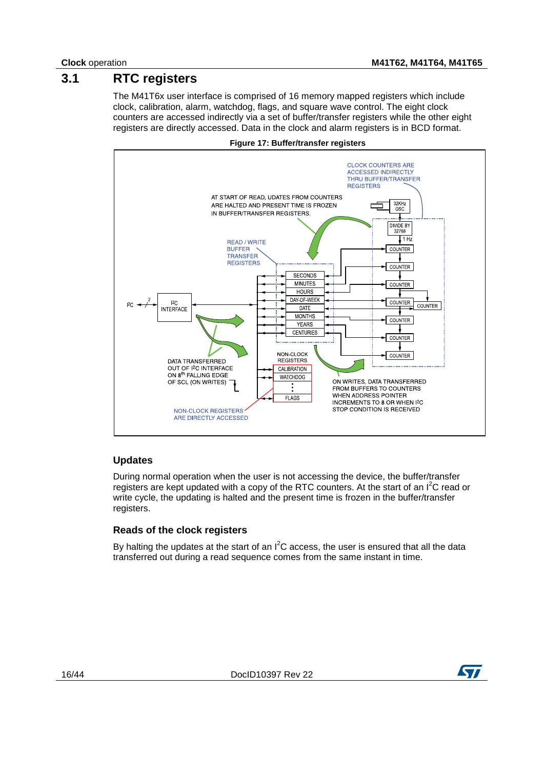## 3.1 RTC registers

The M41T6x user interface is comprised of 16 memory mapped registers which include clock, calibration, alarm, watchdog, flags, and square wave control. The eight clock counters are accessed indirectly via a set of buffer/transfer registers while the other eight registers are directly accessed. Data in the clock and alarm registers is in BCD format.

**Figure 17: Buffer/transfer registers**

### Updates

During normal operation when the user is not accessing the device, the buffer/transfer registers are kept updated with a copy of the RTC counters. At the start of an $I^2C$ read or write cycle, the updating is halted and the present time is frozen in the buffer/transfer registers.

### Reads of the clock registers

By halting the updates at the start of an $I^2C$ access, the user is ensured that all the data transferred out during a read sequence comes from the same instant in time.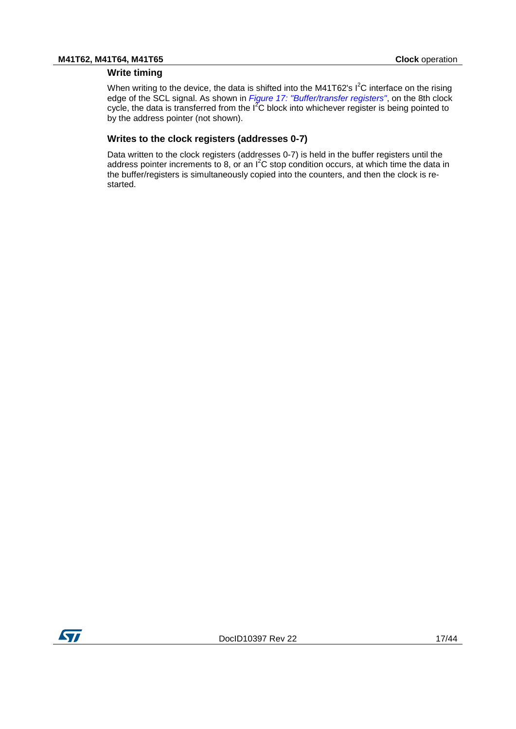### Write timing

When writing to the device, the data is shifted into the M41T62's $I^2C$ interface on the rising edge of the SCL signal. As shown in *Figure 17: "Buffer/transfer registers"*, on the 8th clock cycle, the data is transferred from the $I^2C$ block into whichever register is being pointed to by the address pointer (not shown).

### Writes to the clock registers (addresses 0-7)

Data written to the clock registers (addresses 0-7) is held in the buffer registers until the address pointer increments to 8, or an $I^2C$ stop condition occurs, at which time the data in the buffer/registers is simultaneously copied into the counters, and then the clock is re-started.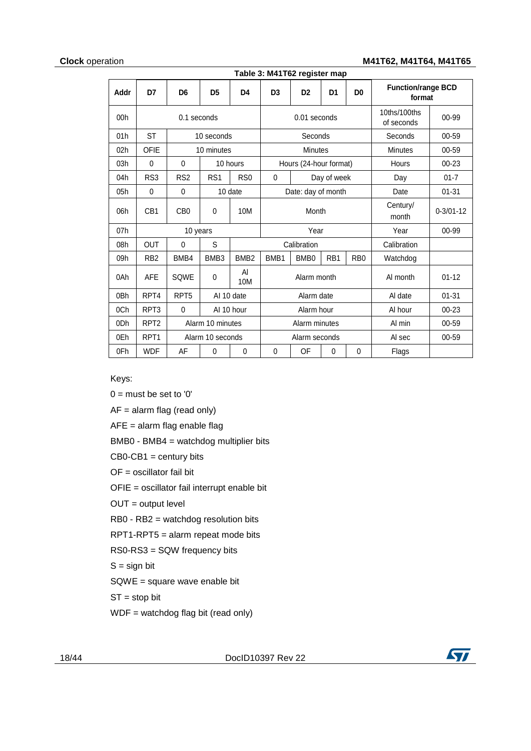Table 3: M41T62 register map

| Addr | D7 | D6 | D5 | D4 | D3 | D2 | D1 | D0 | Function/range BCD format | |
|---|---|---|---|---|---|---|---|---|---|---|
| 00h | 0.1 seconds | | | | 0.01 seconds | | | | 10ths/100ths of seconds | 00-99 |
| 01h | ST | 10 seconds | | | Seconds | | | | Seconds | 00-59 |
| 02h | OFIE | 10 minutes | | | Minutes | | | | Minutes | 00-59 |
| 03h | 0 | 0 | 10 hours | | Hours (24-hour format) | | | | Hours | 00-23 |
| 04h | RS3 | RS2 | RS1 | RS0 | 0 | Day of week | | | Day | 01-7 |
| 05h | 0 | 0 | 10 date | | Date: day of month | | | | Date | 01-31 |
| 06h | CB1 | CB0 | 0 | 10M | Month | | | | Century/ month | 0-3/01-12 |
| 07h | 10 years | | | | Year | | | | Year | 00-99 |
| 08h | OUT | 0 | S | Calibration | | | | | Calibration | |
| 09h | RB2 | BMB4 | BMB3 | BMB2 | BMB1 | BMB0 | RB1 | RB0 | Watchdog | |
| 0Ah | AFE | SQWE | 0 | Al 10M | Alarm month | | | | Al month | 01-12 |
| 0Bh | RPT4 | RPT5 | Al 10 date | | Alarm date | | | | Al date | 01-31 |
| 0Ch | RPT3 | 0 | Al 10 hour | | Alarm hour | | | | Al hour | 00-23 |
| 0Dh | RPT2 | Alarm 10 minutes | | | Alarm minutes | | | | Al min | 00-59 |
| 0Eh | RPT1 | Alarm 10 seconds | | | Alarm seconds | | | | Al sec | 00-59 |
| 0Fh | WDF | AF | 0 | 0 | 0 | OF | 0 | 0 | Flags | |

Keys:

0 = must be set to '0'

AF = alarm flag (read only)

AFE = alarm flag enable flag

BMB0 - BMB4 = watchdog multiplier bits

CB0-CB1 = century bits

OF = oscillator fail bit

OFIE = oscillator fail interrupt enable bit

OUT = output level

RB0 - RB2 = watchdog resolution bits

RPT1-RPT5 = alarm repeat mode bits

RS0-RS3 = SQW frequency bits

S = sign bit

SQWE = square wave enable bit

ST = stop bit

WDF = watchdog flag bit (read only)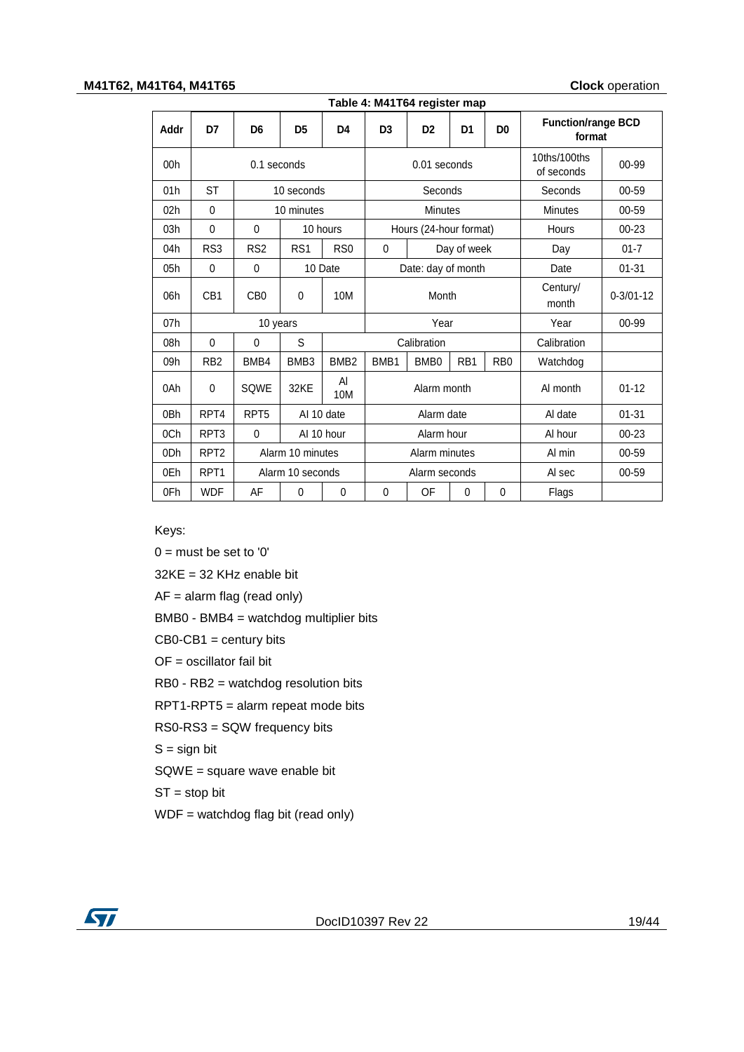Table 4: M41T64 register map

| Addr | D7 | D6 | D5 | D4 | D3 | D2 | D1 | D0 | Function/range BCD format | |
|---|---|---|---|---|---|---|---|---|---|---|
| 00h | 0.1 seconds | | | | 0.01 seconds | | | | 10ths/100ths of seconds | 00-99 |
| 01h | ST | 10 seconds | | | Seconds | | | | Seconds | 00-59 |
| 02h | 0 | 10 minutes | | | Minutes | | | | Minutes | 00-59 |
| 03h | 0 | 0 | 10 hours | | Hours (24-hour format) | | | | Hours | 00-23 |
| 04h | RS3 | RS2 | RS1 | RS0 | 0 | Day of week | | | Day | 01-7 |
| 05h | 0 | 0 | 10 Date | | Date: day of month | | | | Date | 01-31 |
| 06h | CB1 | CB0 | 0 | 10M | Month | | | | Century/ month | 0-3/01-12 |
| 07h | 10 years | | | | Year | | | | Year | 00-99 |
| 08h | 0 | 0 | S | Calibration | | | | | Calibration | |
| 09h | RB2 | BMB4 | BMB3 | BMB2 | BMB1 | BMB0 | RB1 | RB0 | Watchdog | |
| 0Ah | 0 | SQWE | 32KE | Al 10M | Alarm month | | | | Al month | 01-12 |
| 0Bh | RPT4 | RPT5 | Al 10 date | | Alarm date | | | | Al date | 01-31 |
| 0Ch | RPT3 | 0 | Al 10 hour | | Alarm hour | | | | Al hour | 00-23 |
| 0Dh | RPT2 | Alarm 10 minutes | | | Alarm minutes | | | | Al min | 00-59 |
| 0Eh | RPT1 | Alarm 10 seconds | | | Alarm seconds | | | | Al sec | 00-59 |
| 0Fh | WDF | AF | 0 | 0 | 0 | OF | 0 | 0 | Flags | |

Keys:

0 = must be set to '0'

32KE = 32 KHz enable bit

AF = alarm flag (read only)

BMB0 - BMB4 = watchdog multiplier bits

CB0-CB1 = century bits

OF = oscillator fail bit

RB0 - RB2 = watchdog resolution bits

RPT1-RPT5 = alarm repeat mode bits

RS0-RS3 = SQW frequency bits

S = sign bit

SQWE = square wave enable bit

ST = stop bit

WDF = watchdog flag bit (read only)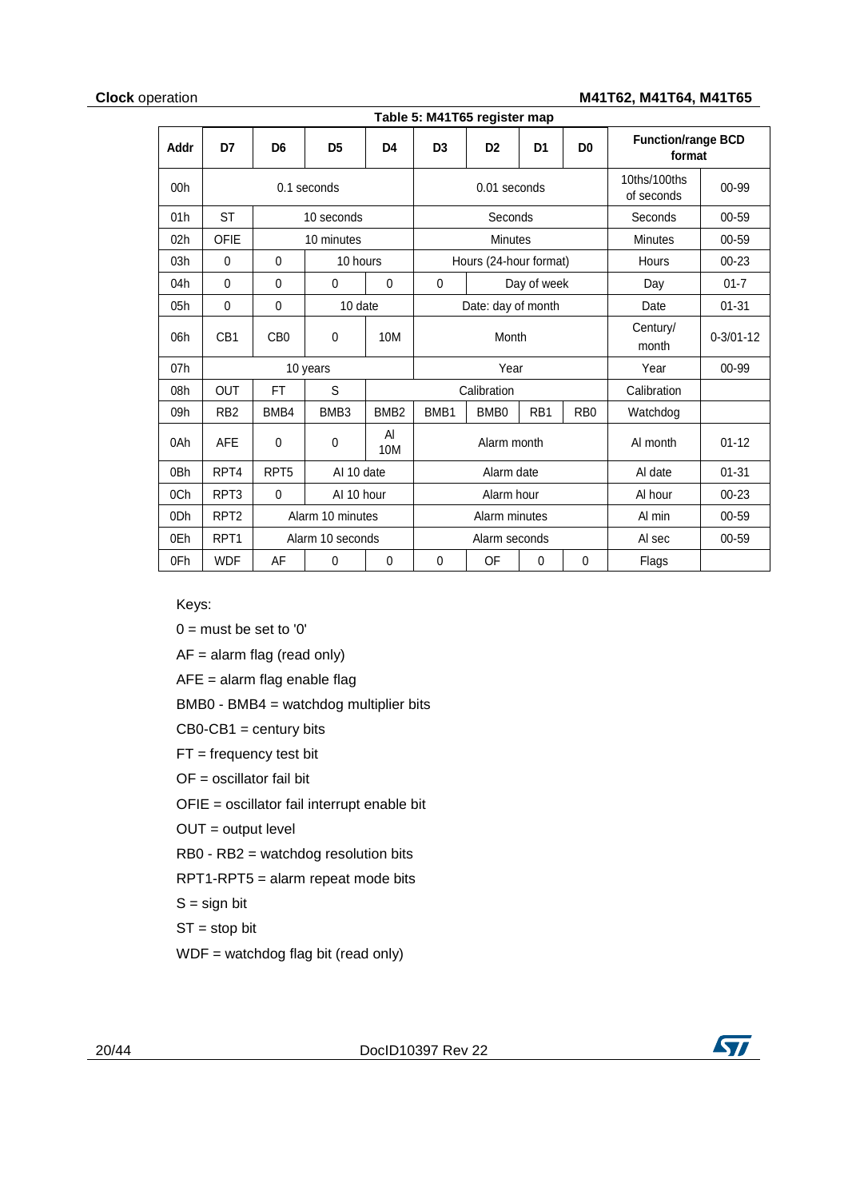Table 5: M41T65 register map

| Addr | D7 | D6 | D5 | D4 | D3 | D2 | D1 | D0 | Function/range BCD format | |
|---|---|---|---|---|---|---|---|---|---|---|
| 00h | 0.1 seconds | | | | 0.01 seconds | | | | 10ths/100ths of seconds | 00-99 |
| 01h | ST | 10 seconds | | | Seconds | | | | Seconds | 00-59 |
| 02h | OFIE | 10 minutes | | | Minutes | | | | Minutes | 00-59 |
| 03h | 0 | 0 | 10 hours | | Hours (24-hour format) | | | | Hours | 00-23 |
| 04h | 0 | 0 | 0 | 0 | 0 | Day of week | | | Day | 01-7 |
| 05h | 0 | 0 | 10 date | | Date: day of month | | | | Date | 01-31 |
| 06h | CB1 | CB0 | 0 | 10M | Month | | | | Century/ month | 0-3/01-12 |
| 07h | 10 years | | | | Year | | | | Year | 00-99 |
| 08h | OUT | FT | S | Calibration | | | | | Calibration | |
| 09h | RB2 | BMB4 | BMB3 | BMB2 | BMB1 | BMB0 | RB1 | RB0 | Watchdog | |
| 0Ah | AFE | 0 | 0 | Al 10M | Alarm month | | | | Al month | 01-12 |
| 0Bh | RPT4 | RPT5 | Al 10 date | | Alarm date | | | | Al date | 01-31 |
| 0Ch | RPT3 | 0 | Al 10 hour | | Alarm hour | | | | Al hour | 00-23 |
| 0Dh | RPT2 | Alarm 10 minutes | | | Alarm minutes | | | | Al min | 00-59 |
| 0Eh | RPT1 | Alarm 10 seconds | | | Alarm seconds | | | | Al sec | 00-59 |
| 0Fh | WDF | AF | 0 | 0 | 0 | OF | 0 | 0 | Flags | |

Keys:

0 = must be set to '0'

AF = alarm flag (read only)

AFE = alarm flag enable flag

BMB0 - BMB4 = watchdog multiplier bits

CB0-CB1 = century bits

FT = frequency test bit

OF = oscillator fail bit

OFIE = oscillator fail interrupt enable bit

OUT = output level

RB0 - RB2 = watchdog resolution bits

RPT1-RPT5 = alarm repeat mode bits

S = sign bit

ST = stop bit

WDF = watchdog flag bit (read only)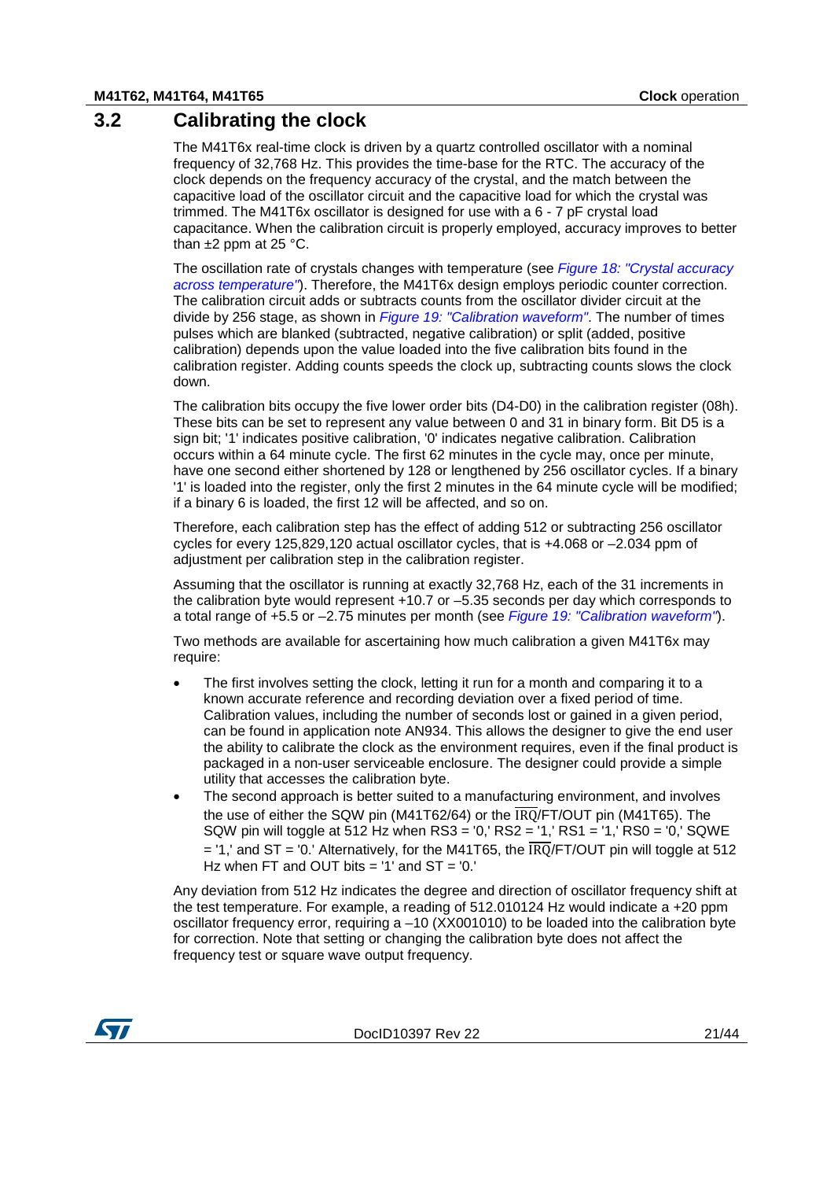## 3.2 Calibrating the clock

The M41T6x real-time clock is driven by a quartz controlled oscillator with a nominal frequency of 32,768 Hz. This provides the time-base for the RTC. The accuracy of the clock depends on the frequency accuracy of the crystal, and the match between the capacitive load of the oscillator circuit and the capacitive load for which the crystal was trimmed. The M41T6x oscillator is designed for use with a 6 - 7 pF crystal load capacitance. When the calibration circuit is properly employed, accuracy improves to better than ±2 ppm at 25 °C.

The oscillation rate of crystals changes with temperature (see *Figure 18: "Crystal accuracy across temperature"*). Therefore, the M41T6x design employs periodic counter correction. The calibration circuit adds or subtracts counts from the oscillator divider circuit at the divide by 256 stage, as shown in *Figure 19: "Calibration waveform"*. The number of times pulses which are blanked (subtracted, negative calibration) or split (added, positive calibration) depends upon the value loaded into the five calibration bits found in the calibration register. Adding counts speeds the clock up, subtracting counts slows the clock down.

The calibration bits occupy the five lower order bits (D4-D0) in the calibration register (08h). These bits can be set to represent any value between 0 and 31 in binary form. Bit D5 is a sign bit; '1' indicates positive calibration, '0' indicates negative calibration. Calibration occurs within a 64 minute cycle. The first 62 minutes in the cycle may, once per minute, have one second either shortened by 128 or lengthened by 256 oscillator cycles. If a binary '1' is loaded into the register, only the first 2 minutes in the 64 minute cycle will be modified; if a binary 6 is loaded, the first 12 will be affected, and so on.

Therefore, each calibration step has the effect of adding 512 or subtracting 256 oscillator cycles for every 125,829,120 actual oscillator cycles, that is +4.068 or –2.034 ppm of adjustment per calibration step in the calibration register.

Assuming that the oscillator is running at exactly 32,768 Hz, each of the 31 increments in the calibration byte would represent +10.7 or –5.35 seconds per day which corresponds to a total range of +5.5 or –2.75 minutes per month (see *Figure 19: "Calibration waveform"*).

Two methods are available for ascertaining how much calibration a given M41T6x may require:

- The first involves setting the clock, letting it run for a month and comparing it to a known accurate reference and recording deviation over a fixed period of time. Calibration values, including the number of seconds lost or gained in a given period, can be found in application note AN934. This allows the designer to give the end user the ability to calibrate the clock as the environment requires, even if the final product is packaged in a non-user serviceable enclosure. The designer could provide a simple utility that accesses the calibration byte.
- The second approach is better suited to a manufacturing environment, and involves the use of either the SQW pin (M41T62/64) or the $\overline{\text{IRQ}}$/FT/OUT pin (M41T65). The SQW pin will toggle at 512 Hz when RS3 = '0,' RS2 = '1,' RS1 = '1,' RS0 = '0,' SQWE = '1,' and ST = '0.' Alternatively, for the M41T65, the $\overline{\text{IRQ}}$/FT/OUT pin will toggle at 512 Hz when FT and OUT bits = '1' and ST = '0.'

Any deviation from 512 Hz indicates the degree and direction of oscillator frequency shift at the test temperature. For example, a reading of 512.010124 Hz would indicate a +20 ppm oscillator frequency error, requiring a –10 (XX001010) to be loaded into the calibration byte for correction. Note that setting or changing the calibration byte does not affect the frequency test or square wave output frequency.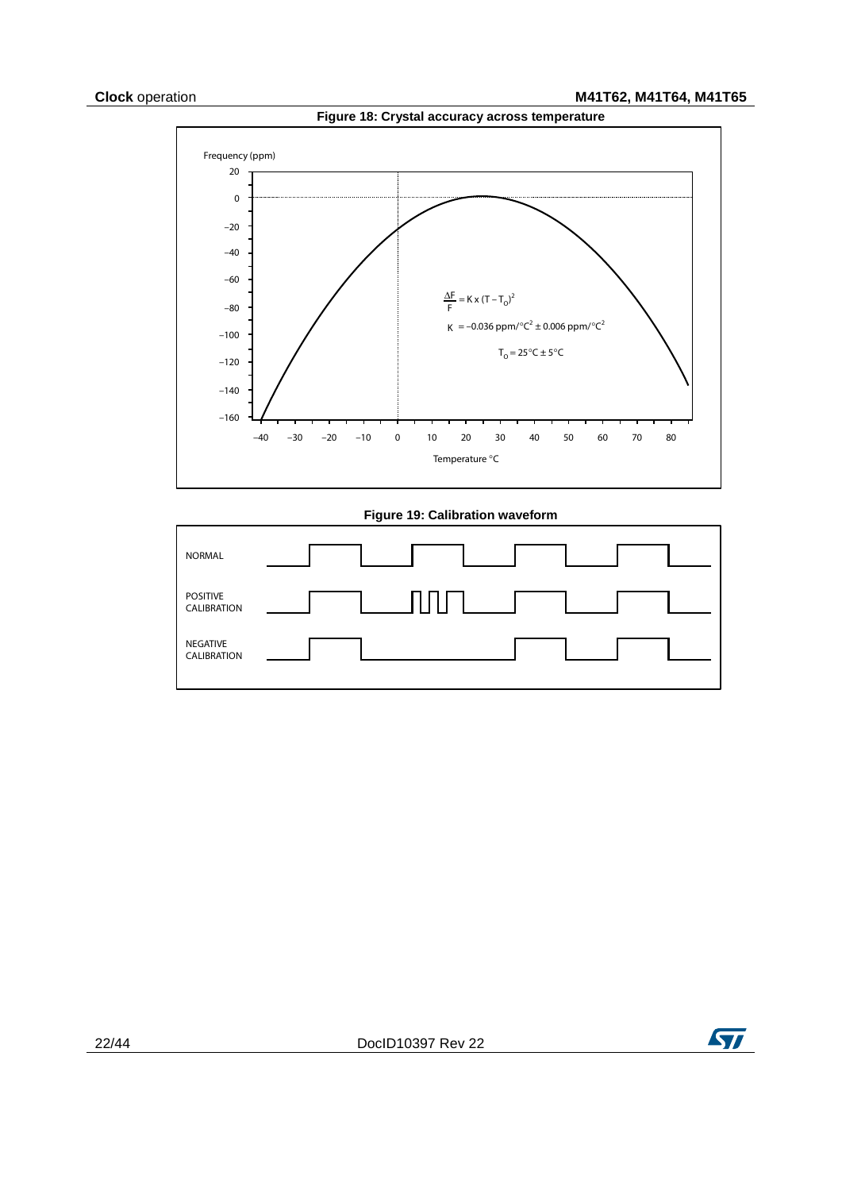**Figure 18: Crystal accuracy across temperature**

Frequency (ppm)

$$\frac{\Delta F}{F} = K \times (T - T_O)^2$$

$K = -0.036\ ppm/°C^2 \pm 0.006\ ppm/°C^2$

$T_O = 25°C \pm 5°C$

Temperature °C

**Figure 19: Calibration waveform**

NORMAL

POSITIVE CALIBRATION

NEGATIVE CALIBRATION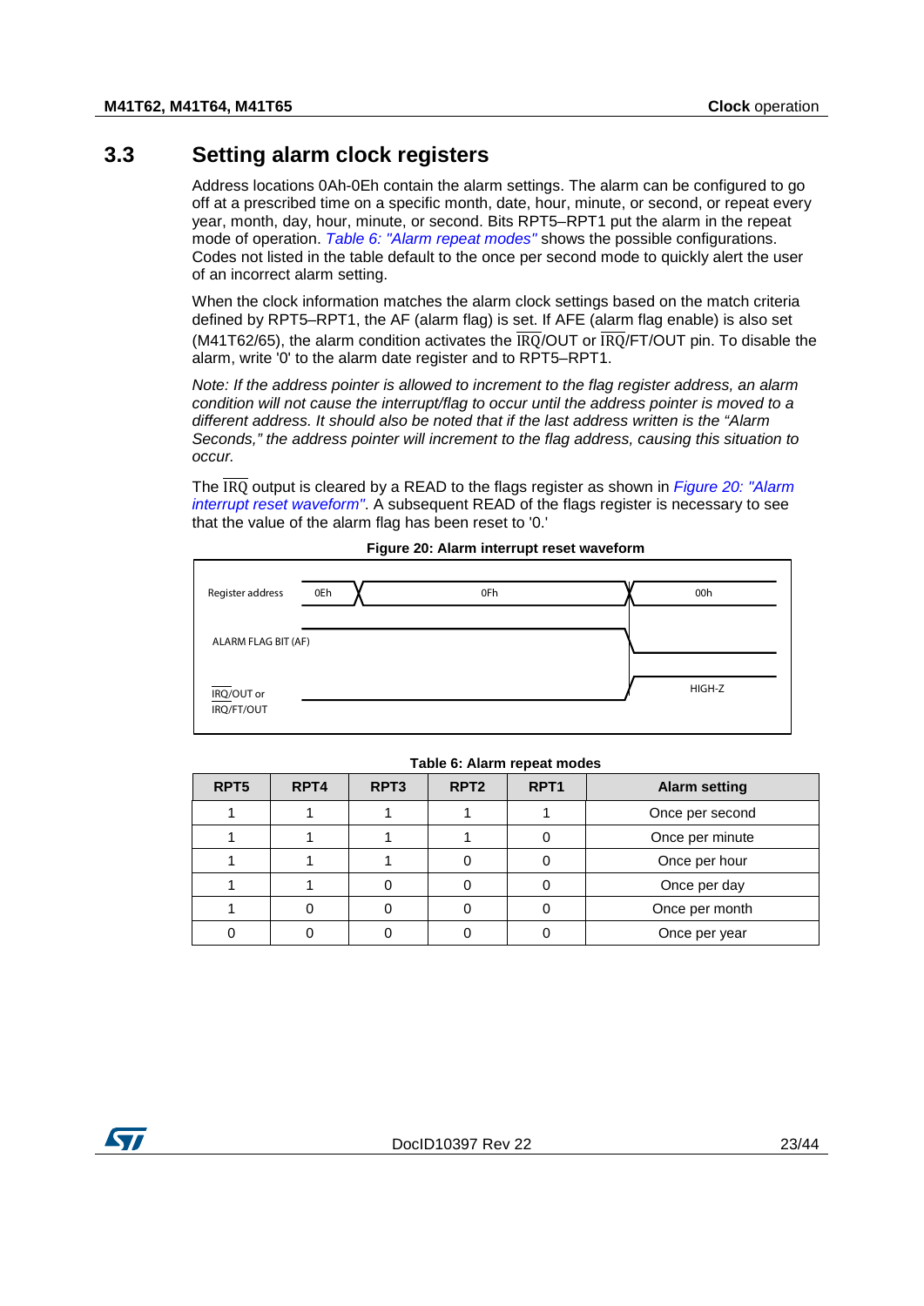## 3.3 Setting alarm clock registers

Address locations 0Ah-0Eh contain the alarm settings. The alarm can be configured to go off at a prescribed time on a specific month, date, hour, minute, or second, or repeat every year, month, day, hour, minute, or second. Bits RPT5–RPT1 put the alarm in the repeat mode of operation. *Table 6: "Alarm repeat modes"* shows the possible configurations. Codes not listed in the table default to the once per second mode to quickly alert the user of an incorrect alarm setting.

When the clock information matches the alarm clock settings based on the match criteria defined by RPT5–RPT1, the AF (alarm flag) is set. If AFE (alarm flag enable) is also set (M41T62/65), the alarm condition activates the $\overline{\text{IRQ}}$/OUT or $\overline{\text{IRQ}}$/FT/OUT pin. To disable the alarm, write '0' to the alarm date register and to RPT5–RPT1.

*Note: If the address pointer is allowed to increment to the flag register address, an alarm condition will not cause the interrupt/flag to occur until the address pointer is moved to a different address. It should also be noted that if the last address written is the "Alarm Seconds," the address pointer will increment to the flag address, causing this situation to occur.*

The $\overline{\text{IRQ}}$ output is cleared by a READ to the flags register as shown in *Figure 20: "Alarm interrupt reset waveform"*. A subsequent READ of the flags register is necessary to see that the value of the alarm flag has been reset to '0.'

**Figure 20: Alarm interrupt reset waveform**

Register address: 0Eh, 0Fh, 00h

ALARM FLAG BIT (AF)

$\overline{\text{IRQ}}$/OUT or $\overline{\text{IRQ}}$/FT/OUT: HIGH-Z

**Table 6: Alarm repeat modes**

| RPT5 | RPT4 | RPT3 | RPT2 | RPT1 | Alarm setting |
|---|---|---|---|---|---|
| 1 | 1 | 1 | 1 | 1 | Once per second |
| 1 | 1 | 1 | 1 | 0 | Once per minute |
| 1 | 1 | 1 | 0 | 0 | Once per hour |
| 1 | 1 | 0 | 0 | 0 | Once per day |
| 1 | 0 | 0 | 0 | 0 | Once per month |
| 0 | 0 | 0 | 0 | 0 | Once per year |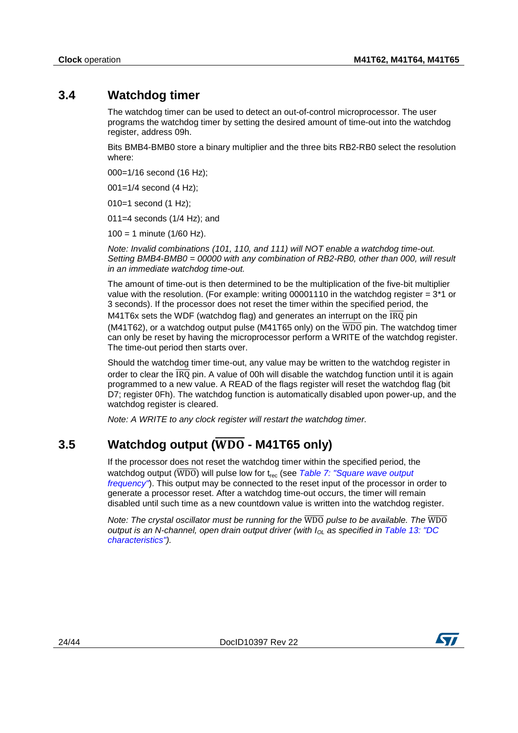## 3.4 Watchdog timer

The watchdog timer can be used to detect an out-of-control microprocessor. The user programs the watchdog timer by setting the desired amount of time-out into the watchdog register, address 09h.

Bits BMB4-BMB0 store a binary multiplier and the three bits RB2-RB0 select the resolution where:

000=1/16 second (16 Hz);

001=1/4 second (4 Hz);

010=1 second (1 Hz);

011=4 seconds (1/4 Hz); and

100 = 1 minute (1/60 Hz).

*Note: Invalid combinations (101, 110, and 111) will NOT enable a watchdog time-out. Setting BMB4-BMB0 = 00000 with any combination of RB2-RB0, other than 000, will result in an immediate watchdog time-out.*

The amount of time-out is then determined to be the multiplication of the five-bit multiplier value with the resolution. (For example: writing 00001110 in the watchdog register = 3*1 or 3 seconds). If the processor does not reset the timer within the specified period, the M41T6x sets the WDF (watchdog flag) and generates an interrupt on the $\overline{\text{IRQ}}$ pin (M41T62), or a watchdog output pulse (M41T65 only) on the $\overline{\text{WDO}}$ pin. The watchdog timer can only be reset by having the microprocessor perform a WRITE of the watchdog register. The time-out period then starts over.

Should the watchdog timer time-out, any value may be written to the watchdog register in order to clear the $\overline{\text{IRQ}}$ pin. A value of 00h will disable the watchdog function until it is again programmed to a new value. A READ of the flags register will reset the watchdog flag (bit D7; register 0Fh). The watchdog function is automatically disabled upon power-up, and the watchdog register is cleared.

*Note: A WRITE to any clock register will restart the watchdog timer.*

## 3.5 Watchdog output ($\overline{\text{WDO}}$ - M41T65 only)

If the processor does not reset the watchdog timer within the specified period, the watchdog output ($\overline{\text{WDO}}$) will pulse low for $t_{rec}$ (see *Table 7: "Square wave output frequency"*). This output may be connected to the reset input of the processor in order to generate a processor reset. After a watchdog time-out occurs, the timer will remain disabled until such time as a new countdown value is written into the watchdog register.

*Note: The crystal oscillator must be running for the $\overline{\text{WDO}}$ pulse to be available. The $\overline{\text{WDO}}$ output is an N-channel, open drain output driver (with $I_{OL}$ as specified in Table 13: "DC characteristics").*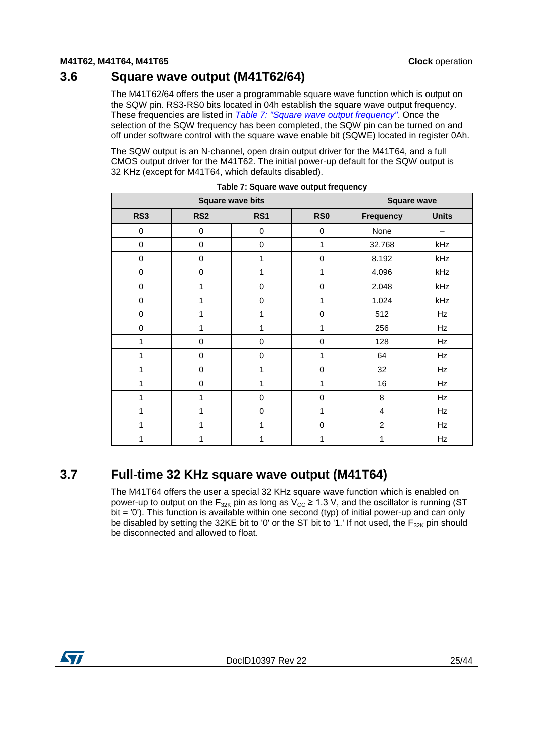## 3.6 Square wave output (M41T62/64)

The M41T62/64 offers the user a programmable square wave function which is output on the SQW pin. RS3-RS0 bits located in 04h establish the square wave output frequency. These frequencies are listed in *Table 7: "Square wave output frequency"*. Once the selection of the SQW frequency has been completed, the SQW pin can be turned on and off under software control with the square wave enable bit (SQWE) located in register 0Ah.

The SQW output is an N-channel, open drain output driver for the M41T64, and a full CMOS output driver for the M41T62. The initial power-up default for the SQW output is 32 KHz (except for M41T64, which defaults disabled).

**Table 7: Square wave output frequency**

| Square wave bits | | | | Square wave | |
|---|---|---|---|---|---|
| **RS3** | **RS2** | **RS1** | **RS0** | **Frequency** | **Units** |
| 0 | 0 | 0 | 0 | None | – |
| 0 | 0 | 0 | 1 | 32.768 | kHz |
| 0 | 0 | 1 | 0 | 8.192 | kHz |
| 0 | 0 | 1 | 1 | 4.096 | kHz |
| 0 | 1 | 0 | 0 | 2.048 | kHz |
| 0 | 1 | 0 | 1 | 1.024 | kHz |
| 0 | 1 | 1 | 0 | 512 | Hz |
| 0 | 1 | 1 | 1 | 256 | Hz |
| 1 | 0 | 0 | 0 | 128 | Hz |
| 1 | 0 | 0 | 1 | 64 | Hz |
| 1 | 0 | 1 | 0 | 32 | Hz |
| 1 | 0 | 1 | 1 | 16 | Hz |
| 1 | 1 | 0 | 0 | 8 | Hz |
| 1 | 1 | 0 | 1 | 4 | Hz |
| 1 | 1 | 1 | 0 | 2 | Hz |
| 1 | 1 | 1 | 1 | 1 | Hz |

## 3.7 Full-time 32 KHz square wave output (M41T64)

The M41T64 offers the user a special 32 KHz square wave function which is enabled on power-up to output on the $F_{32K}$ pin as long as $V_{CC} \geq 1.3$ V, and the oscillator is running (ST bit = '0'). This function is available within one second (typ) of initial power-up and can only be disabled by setting the 32KE bit to '0' or the ST bit to '1.' If not used, the $F_{32K}$ pin should be disconnected and allowed to float.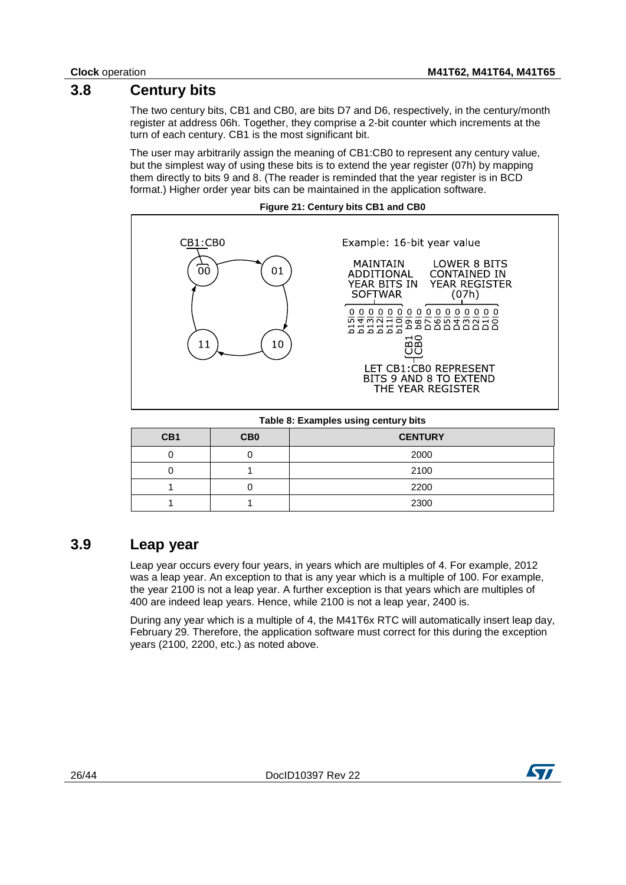## 3.8 Century bits

The two century bits, CB1 and CB0, are bits D7 and D6, respectively, in the century/month register at address 06h. Together, they comprise a 2-bit counter which increments at the turn of each century. CB1 is the most significant bit.

The user may arbitrarily assign the meaning of CB1:CB0 to represent any century value, but the simplest way of using these bits is to extend the year register (07h) by mapping them directly to bits 9 and 8. (The reader is reminded that the year register is in BCD format.) Higher order year bits can be maintained in the application software.

**Figure 21: Century bits CB1 and CB0**

**Table 8: Examples using century bits**

| CB1 | CB0 | CENTURY |
|---|---|---|
| 0 | 0 | 2000 |
| 0 | 1 | 2100 |
| 1 | 0 | 2200 |
| 1 | 1 | 2300 |

## 3.9 Leap year

Leap year occurs every four years, in years which are multiples of 4. For example, 2012 was a leap year. An exception to that is any year which is a multiple of 100. For example, the year 2100 is not a leap year. A further exception is that years which are multiples of 400 are indeed leap years. Hence, while 2100 is not a leap year, 2400 is.

During any year which is a multiple of 4, the M41T6x RTC will automatically insert leap day, February 29. Therefore, the application software must correct for this during the exception years (2100, 2200, etc.) as noted above.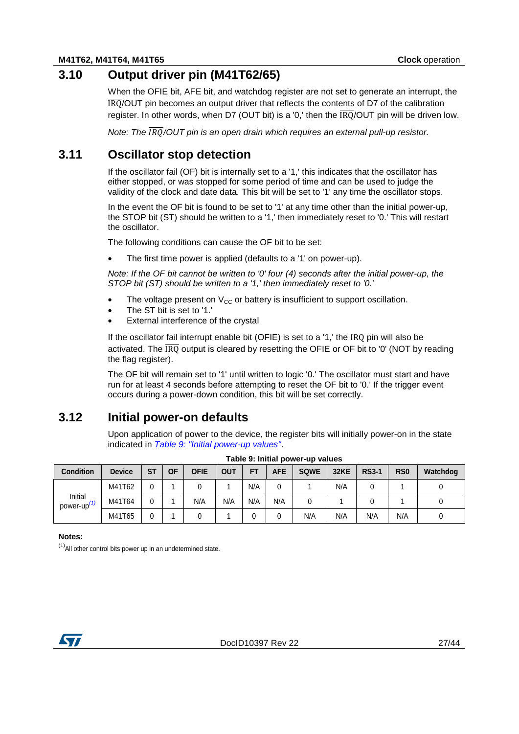## 3.10 Output driver pin (M41T62/65)

When the OFIE bit, AFE bit, and watchdog register are not set to generate an interrupt, the $\overline{\text{IRQ}}$/OUT pin becomes an output driver that reflects the contents of D7 of the calibration register. In other words, when D7 (OUT bit) is a '0,' then the $\overline{\text{IRQ}}$/OUT pin will be driven low.

*Note: The $\overline{IRQ}$/OUT pin is an open drain which requires an external pull-up resistor.*

## 3.11 Oscillator stop detection

If the oscillator fail (OF) bit is internally set to a '1,' this indicates that the oscillator has either stopped, or was stopped for some period of time and can be used to judge the validity of the clock and date data. This bit will be set to '1' any time the oscillator stops.

In the event the OF bit is found to be set to '1' at any time other than the initial power-up, the STOP bit (ST) should be written to a '1,' then immediately reset to '0.' This will restart the oscillator.

The following conditions can cause the OF bit to be set:

- The first time power is applied (defaults to a '1' on power-up).

*Note: If the OF bit cannot be written to '0' four (4) seconds after the initial power-up, the STOP bit (ST) should be written to a '1,' then immediately reset to '0.'*

- The voltage present on $V_{CC}$ or battery is insufficient to support oscillation.
- The ST bit is set to '1.'
- External interference of the crystal

If the oscillator fail interrupt enable bit (OFIE) is set to a '1,' the $\overline{\text{IRQ}}$ pin will also be activated. The $\overline{\text{IRQ}}$ output is cleared by resetting the OFIE or OF bit to '0' (NOT by reading the flag register).

The OF bit will remain set to '1' until written to logic '0.' The oscillator must start and have run for at least 4 seconds before attempting to reset the OF bit to '0.' If the trigger event occurs during a power-down condition, this bit will be set correctly.

## 3.12 Initial power-on defaults

Upon application of power to the device, the register bits will initially power-on in the state indicated in *Table 9: "Initial power-up values"*.

**Table 9: Initial power-up values**

| Condition | Device | ST | OF | OFIE | OUT | FT | AFE | SQWE | 32KE | RS3-1 | RS0 | Watchdog |
|---|---|---|---|---|---|---|---|---|---|---|---|---|
| Initial power-up[(1)] | M41T62 | 0 | 1 | 0 | 1 | N/A | 0 | 1 | N/A | 0 | 1 | 0 |
| | M41T64 | 0 | 1 | N/A | N/A | N/A | N/A | 0 | 1 | 0 | 1 | 0 |
| | M41T65 | 0 | 1 | 0 | 1 | 0 | 0 | N/A | N/A | N/A | N/A | 0 |

**Notes:**

(1) All other control bits power up in an undetermined state.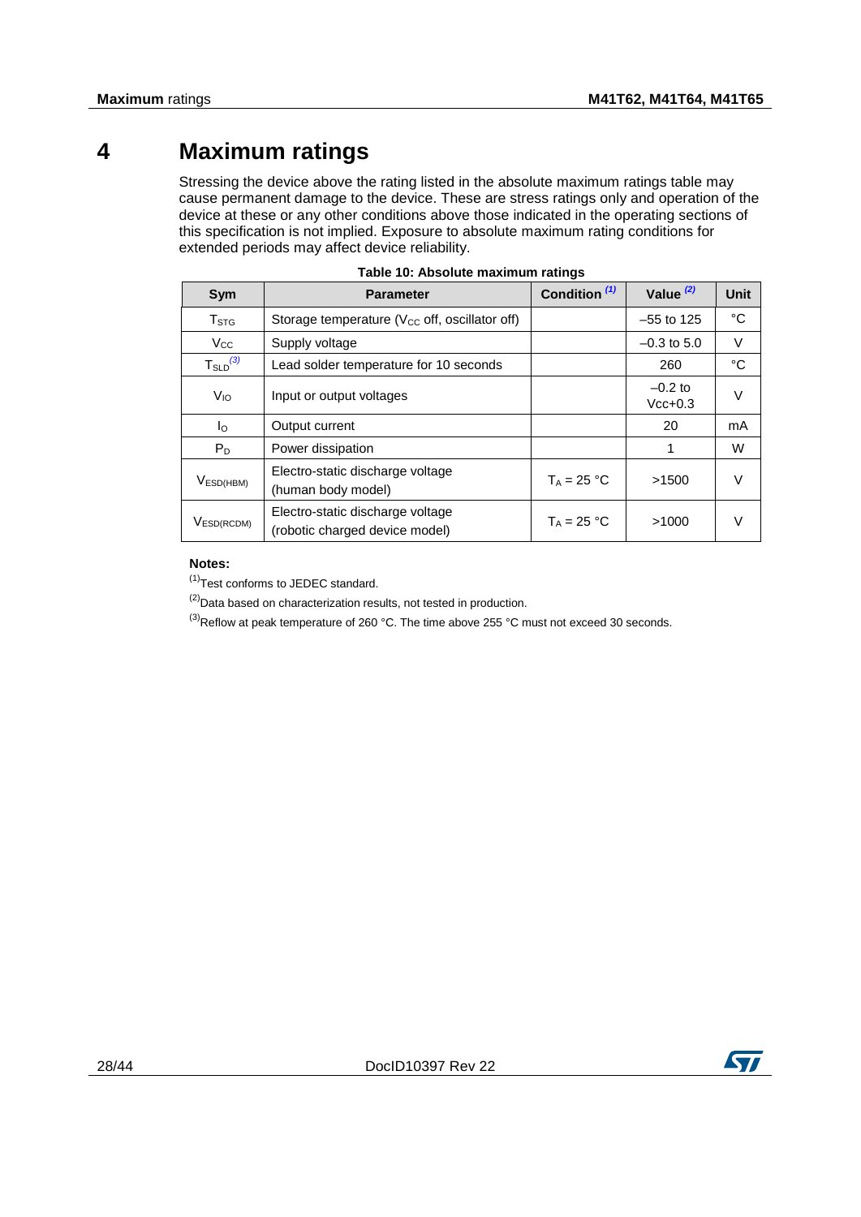# 4 Maximum ratings

Stressing the device above the rating listed in the absolute maximum ratings table may cause permanent damage to the device. These are stress ratings only and operation of the device at these or any other conditions above those indicated in the operating sections of this specification is not implied. Exposure to absolute maximum rating conditions for extended periods may affect device reliability.

**Table 10: Absolute maximum ratings**

| Sym | Parameter | Condition [(1)] | Value [(2)] | Unit |
|---|---|---|---|---|
| $T_{STG}$ | Storage temperature ($V_{CC}$ off, oscillator off) | | –55 to 125 | °C |
| $V_{CC}$ | Supply voltage | | –0.3 to 5.0 | V |
| $T_{SLD}$[(3)] | Lead solder temperature for 10 seconds | | 260 | °C |
| $V_{IO}$ | Input or output voltages | | –0.2 to Vcc+0.3 | V |
| $I_O$ | Output current | | 20 | mA |
| $P_D$ | Power dissipation | | 1 | W |
| $V_{ESD(HBM)}$ | Electro-static discharge voltage (human body model) | $T_A$ = 25 °C | >1500 | V |
| $V_{ESD(RCDM)}$ | Electro-static discharge voltage (robotic charged device model) | $T_A$ = 25 °C | >1000 | V |

**Notes:**

(1)Test conforms to JEDEC standard.

(2)Data based on characterization results, not tested in production.

(3)Reflow at peak temperature of 260 °C. The time above 255 °C must not exceed 30 seconds.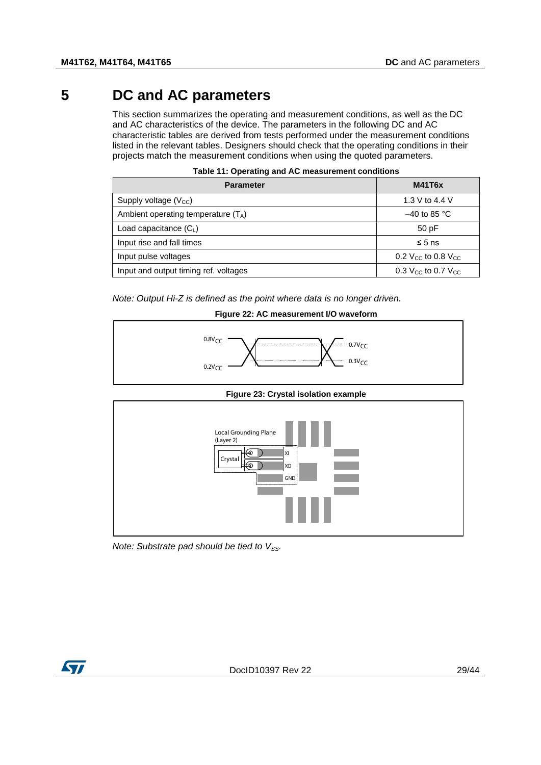# 5 DC and AC parameters

This section summarizes the operating and measurement conditions, as well as the DC and AC characteristics of the device. The parameters in the following DC and AC characteristic tables are derived from tests performed under the measurement conditions listed in the relevant tables. Designers should check that the operating conditions in their projects match the measurement conditions when using the quoted parameters.

**Table 11: Operating and AC measurement conditions**

| Parameter | M41T6x |
|---|---|
| Supply voltage ($V_{CC}$) | 1.3 V to 4.4 V |
| Ambient operating temperature ($T_A$) | –40 to 85 °C |
| Load capacitance ($C_L$) | 50 pF |
| Input rise and fall times | ≤ 5 ns |
| Input pulse voltages | 0.2 $V_{CC}$ to 0.8 $V_{CC}$ |
| Input and output timing ref. voltages | 0.3 $V_{CC}$ to 0.7 $V_{CC}$ |

*Note: Output Hi-Z is defined as the point where data is no longer driven.*

**Figure 22: AC measurement I/O waveform**

**Figure 23: Crystal isolation example**

*Note: Substrate pad should be tied to $V_{SS}$.*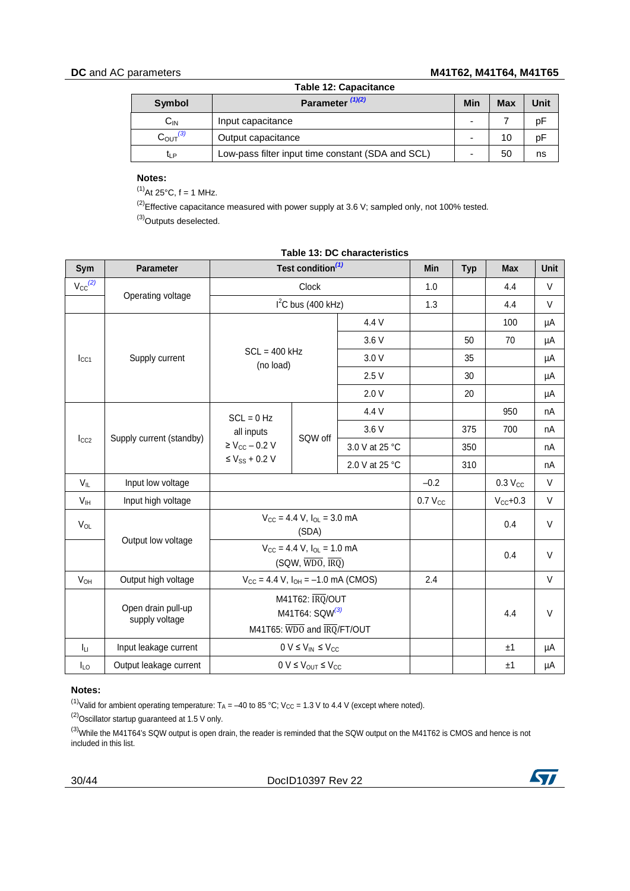**Table 12: Capacitance**

| Symbol | Parameter [1][2] | Min | Max | Unit |
|---|---|---|---|---|
| $C_{IN}$ | Input capacitance | - | 7 | pF |
| $C_{OUT}$ [3] | Output capacitance | - | 10 | pF |
| $t_{LP}$ | Low-pass filter input time constant (SDA and SCL) | - | 50 | ns |

**Notes:**

(1) At 25°C, f = 1 MHz.

(2) Effective capacitance measured with power supply at 3.6 V; sampled only, not 100% tested.

(3) Outputs deselected.

**Table 13: DC characteristics**

| Sym | Parameter | Test condition [1] | | | Min | Typ | Max | Unit |
|---|---|---|---|---|---|---|---|---|
| $V_{CC}$ [2] | Operating voltage | Clock | | | 1.0 | | 4.4 | V |
| | | $I^2C$ bus (400 kHz) | | | 1.3 | | 4.4 | V |
| $I_{CC1}$ | Supply current | SCL = 400 kHz (no load) | | 4.4 V | | | 100 | µA |
| | | | | 3.6 V | | 50 | 70 | µA |
| | | | | 3.0 V | | 35 | | µA |
| | | | | 2.5 V | | 30 | | µA |
| | | | | 2.0 V | | 20 | | µA |
| $I_{CC2}$ | Supply current (standby) | SCL = 0 Hz all inputs ≥ $V_{CC}$ – 0.2 V ≤ $V_{SS}$ + 0.2 V | SQW off | 4.4 V | | | 950 | nA |
| | | | | 3.6 V | | 375 | 700 | nA |
| | | | | 3.0 V at 25 °C | | 350 | | nA |
| | | | | 2.0 V at 25 °C | | 310 | | nA |
| $V_{IL}$ | Input low voltage | | | | –0.2 | | 0.3 $V_{CC}$ | V |
| $V_{IH}$ | Input high voltage | | | | 0.7 $V_{CC}$ | | $V_{CC}$+0.3 | V |
| $V_{OL}$ | Output low voltage | $V_{CC}$ = 4.4 V, $I_{OL}$ = 3.0 mA (SDA) | | | | | 0.4 | V |
| | | $V_{CC}$ = 4.4 V, $I_{OL}$ = 1.0 mA (SQW, $\overline{WDO}$, $\overline{IRQ}$) | | | | | 0.4 | V |
| $V_{OH}$ | Output high voltage | $V_{CC}$ = 4.4 V, $I_{OH}$ = –1.0 mA (CMOS) | | | 2.4 | | | V |
| | Open drain pull-up supply voltage | M41T62: $\overline{IRQ}$/OUT M41T64: SQW[3] M41T65: $\overline{WDO}$ and $\overline{IRQ}$/FT/OUT | | | | | 4.4 | V |
| $I_{LI}$ | Input leakage current | 0 V ≤ $V_{IN}$ ≤ $V_{CC}$ | | | | | ±1 | µA |
| $I_{LO}$ | Output leakage current | 0 V ≤ $V_{OUT}$ ≤ $V_{CC}$ | | | | | ±1 | µA |

**Notes:**

(1) Valid for ambient operating temperature: $T_A$ = –40 to 85 °C; $V_{CC}$ = 1.3 V to 4.4 V (except where noted).

(2) Oscillator startup guaranteed at 1.5 V only.

(3) While the M41T64's SQW output is open drain, the reader is reminded that the SQW output on the M41T62 is CMOS and hence is not included in this list.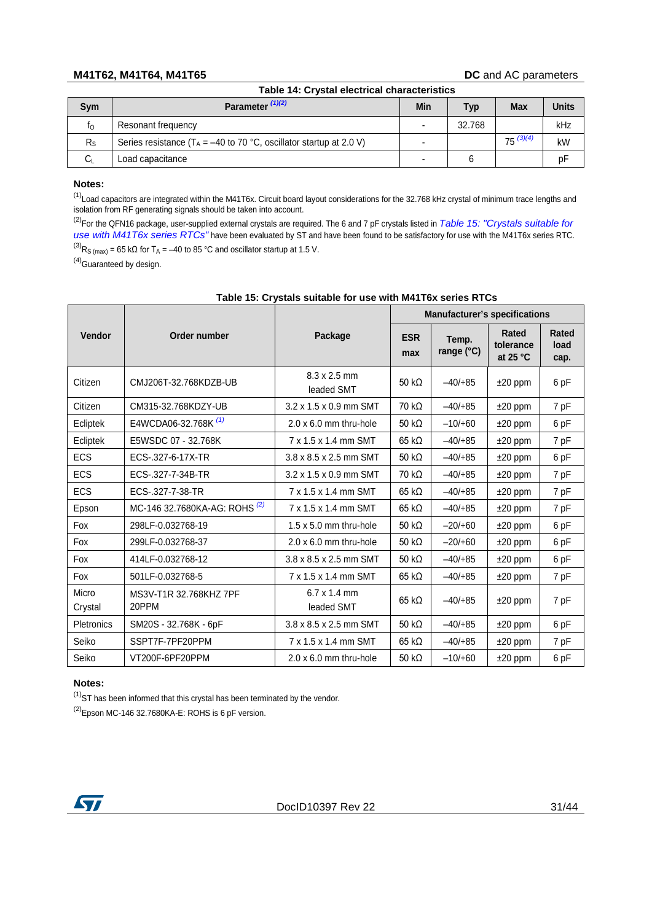Table 14: Crystal electrical characteristics

| Sym | Parameter [1][2] | Min | Typ | Max | Units |
|---|---|---|---|---|---|
| $f_O$ | Resonant frequency | - | 32.768 | | kHz |
| $R_S$ | Series resistance ($T_A$ = –40 to 70 °C, oscillator startup at 2.0 V) | - | | 75 [3][4] | kW |
| $C_L$ | Load capacitance | - | 6 | | pF |

**Notes:**

[1] Load capacitors are integrated within the M41T6x. Circuit board layout considerations for the 32.768 kHz crystal of minimum trace lengths and isolation from RF generating signals should be taken into account.

[2] For the QFN16 package, user-supplied external crystals are required. The 6 and 7 pF crystals listed in *Table 15: "Crystals suitable for use with M41T6x series RTCs"* have been evaluated by ST and have been found to be satisfactory for use with the M41T6x series RTC.

[3] $R_{S\,(max)}$ = 65 kΩ for $T_A$ = –40 to 85 °C and oscillator startup at 1.5 V.

[4] Guaranteed by design.

Table 15: Crystals suitable for use with M41T6x series RTCs

| Vendor | Order number | Package | Manufacturer's specifications | | | |
|---|---|---|---|---|---|---|
| | | | ESR max | Temp. range (°C) | Rated tolerance at 25 °C | Rated load cap. |
| Citizen | CMJ206T-32.768KDZB-UB | 8.3 x 2.5 mm leaded SMT | 50 kΩ | –40/+85 | ±20 ppm | 6 pF |
| Citizen | CM315-32.768KDZY-UB | 3.2 x 1.5 x 0.9 mm SMT | 70 kΩ | –40/+85 | ±20 ppm | 7 pF |
| Ecliptek | E4WCDA06-32.768K [1] | 2.0 x 6.0 mm thru-hole | 50 kΩ | –10/+60 | ±20 ppm | 6 pF |
| Ecliptek | E5WSDC 07 - 32.768K | 7 x 1.5 x 1.4 mm SMT | 65 kΩ | –40/+85 | ±20 ppm | 7 pF |
| ECS | ECS-.327-6-17X-TR | 3.8 x 8.5 x 2.5 mm SMT | 50 kΩ | –40/+85 | ±20 ppm | 6 pF |
| ECS | ECS-.327-7-34B-TR | 3.2 x 1.5 x 0.9 mm SMT | 70 kΩ | –40/+85 | ±20 ppm | 7 pF |
| ECS | ECS-.327-7-38-TR | 7 x 1.5 x 1.4 mm SMT | 65 kΩ | –40/+85 | ±20 ppm | 7 pF |
| Epson | MC-146 32.7680KA-AG: ROHS [2] | 7 x 1.5 x 1.4 mm SMT | 65 kΩ | –40/+85 | ±20 ppm | 7 pF |
| Fox | 298LF-0.032768-19 | 1.5 x 5.0 mm thru-hole | 50 kΩ | –20/+60 | ±20 ppm | 6 pF |
| Fox | 299LF-0.032768-37 | 2.0 x 6.0 mm thru-hole | 50 kΩ | –20/+60 | ±20 ppm | 6 pF |
| Fox | 414LF-0.032768-12 | 3.8 x 8.5 x 2.5 mm SMT | 50 kΩ | –40/+85 | ±20 ppm | 6 pF |
| Fox | 501LF-0.032768-5 | 7 x 1.5 x 1.4 mm SMT | 65 kΩ | –40/+85 | ±20 ppm | 7 pF |
| Micro Crystal | MS3V-T1R 32.768KHZ 7PF 20PPM | 6.7 x 1.4 mm leaded SMT | 65 kΩ | –40/+85 | ±20 ppm | 7 pF |
| Pletronics | SM20S - 32.768K - 6pF | 3.8 x 8.5 x 2.5 mm SMT | 50 kΩ | –40/+85 | ±20 ppm | 6 pF |
| Seiko | SSPT7F-7PF20PPM | 7 x 1.5 x 1.4 mm SMT | 65 kΩ | –40/+85 | ±20 ppm | 7 pF |
| Seiko | VT200F-6PF20PPM | 2.0 x 6.0 mm thru-hole | 50 kΩ | –10/+60 | ±20 ppm | 6 pF |

**Notes:**

[1] ST has been informed that this crystal has been terminated by the vendor.

[2] Epson MC-146 32.7680KA-E: ROHS is 6 pF version.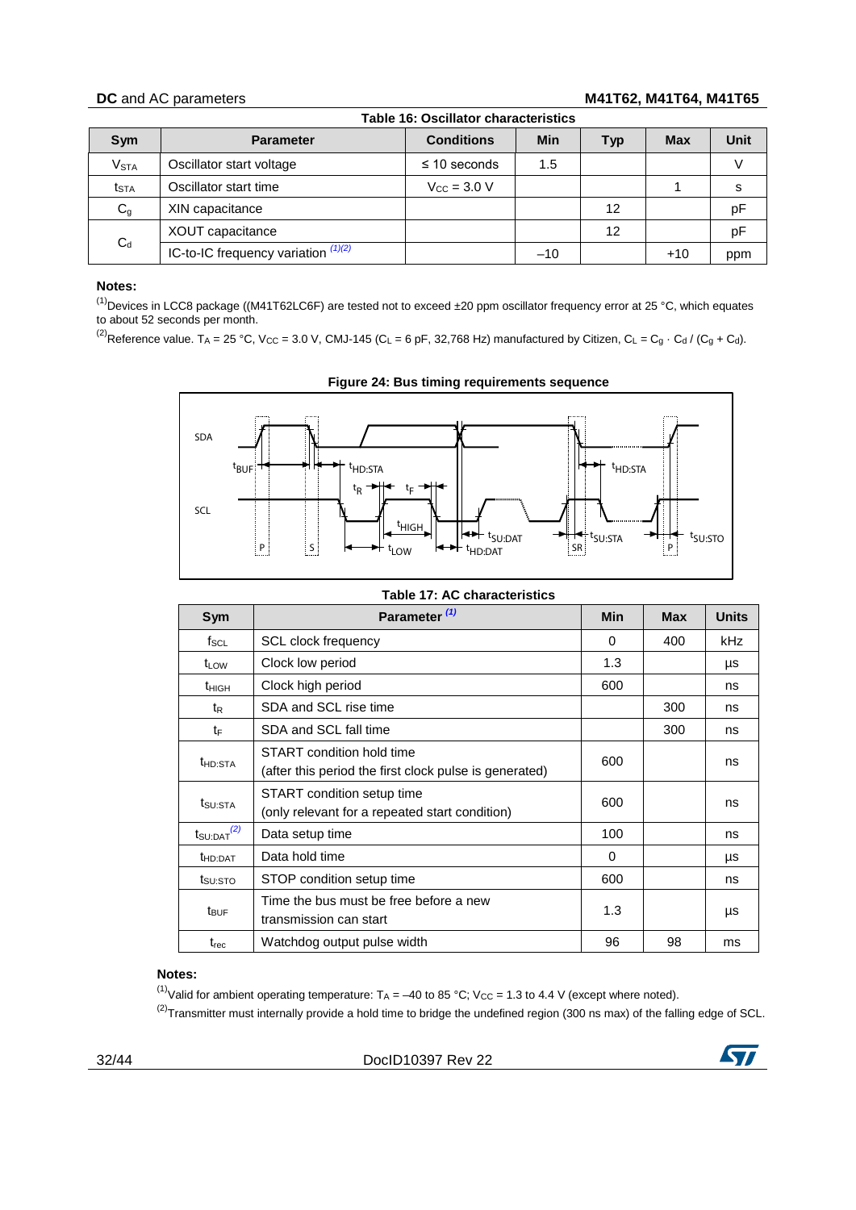**Table 16: Oscillator characteristics**

| Sym | Parameter | Conditions | Min | Typ | Max | Unit |
|---|---|---|---|---|---|---|
| $V_{STA}$ | Oscillator start voltage | ≤ 10 seconds | 1.5 | | | V |
| $t_{STA}$ | Oscillator start time | $V_{CC}$ = 3.0 V | | | 1 | s |
| $C_g$ | XIN capacitance | | | 12 | | pF |
| $C_d$ | XOUT capacitance | | | 12 | | pF |
| | IC-to-IC frequency variation (1)(2) | | –10 | | +10 | ppm |

**Notes:**

(1) Devices in LCC8 package ((M41T62LC6F) are tested not to exceed ±20 ppm oscillator frequency error at 25 °C, which equates to about 52 seconds per month.

(2) Reference value. $T_A$ = 25 °C, $V_{CC}$ = 3.0 V, CMJ-145 ($C_L$ = 6 pF, 32,768 Hz) manufactured by Citizen, $C_L = C_g \cdot C_d / (C_g + C_d)$.

**Figure 24: Bus timing requirements sequence**

**Table 17: AC characteristics**

| Sym | Parameter (1) | Min | Max | Units |
|---|---|---|---|---|
| $f_{SCL}$ | SCL clock frequency | 0 | 400 | kHz |
| $t_{LOW}$ | Clock low period | 1.3 | | µs |
| $t_{HIGH}$ | Clock high period | 600 | | ns |
| $t_R$ | SDA and SCL rise time | | 300 | ns |
| $t_F$ | SDA and SCL fall time | | 300 | ns |
| $t_{HD:STA}$ | START condition hold time (after this period the first clock pulse is generated) | 600 | | ns |
| $t_{SU:STA}$ | START condition setup time (only relevant for a repeated start condition) | 600 | | ns |
| $t_{SU:DAT}$ (2) | Data setup time | 100 | | ns |
| $t_{HD:DAT}$ | Data hold time | 0 | | µs |
| $t_{SU:STO}$ | STOP condition setup time | 600 | | ns |
| $t_{BUF}$ | Time the bus must be free before a new transmission can start | 1.3 | | µs |
| $t_{rec}$ | Watchdog output pulse width | 96 | 98 | ms |

**Notes:**

(1) Valid for ambient operating temperature: $T_A$ = –40 to 85 °C; $V_{CC}$ = 1.3 to 4.4 V (except where noted).

(2) Transmitter must internally provide a hold time to bridge the undefined region (300 ns max) of the falling edge of SCL.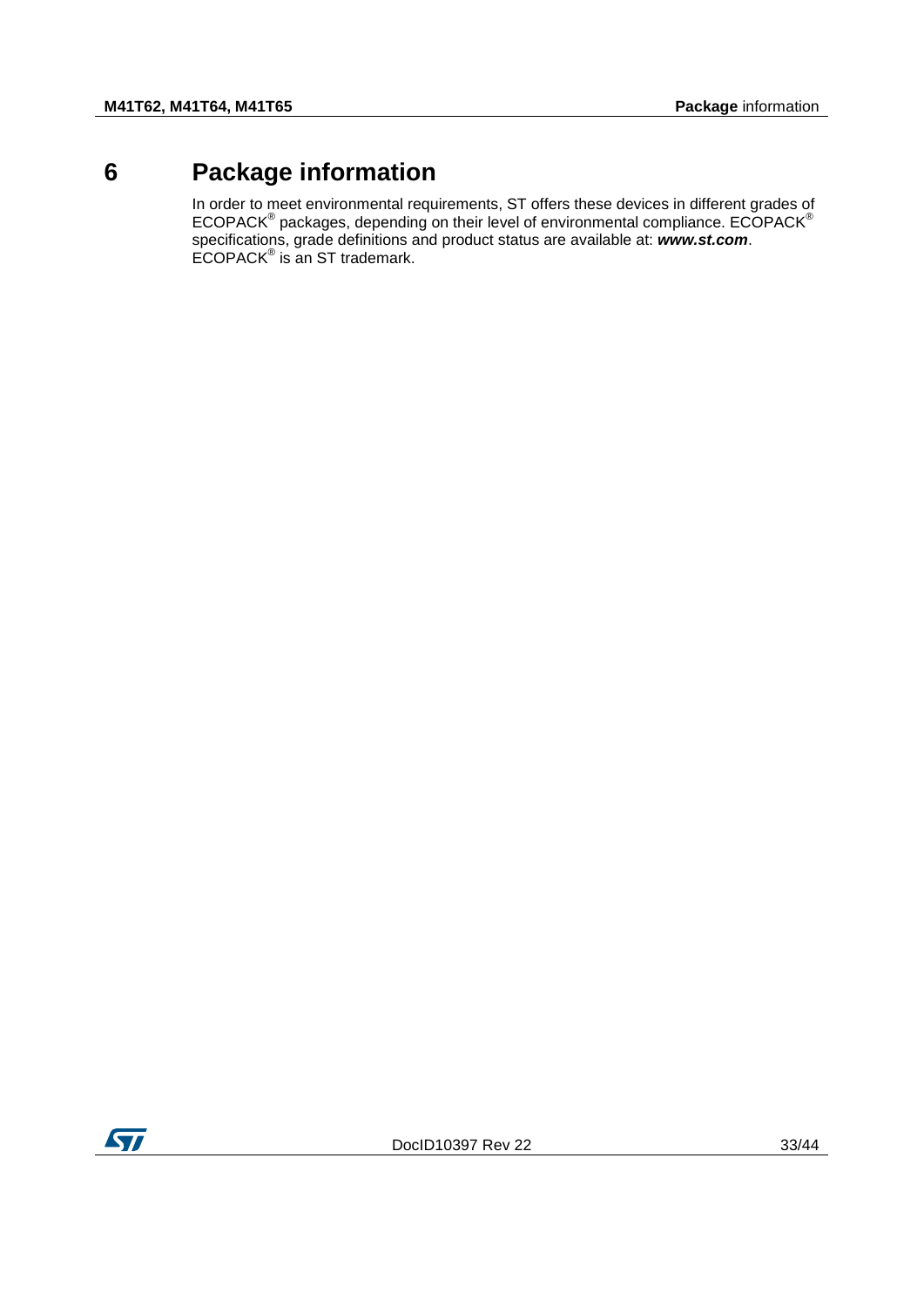# 6 Package information

In order to meet environmental requirements, ST offers these devices in different grades of ECOPACK® packages, depending on their level of environmental compliance. ECOPACK® specifications, grade definitions and product status are available at: ***www.st.com***. ECOPACK® is an ST trademark.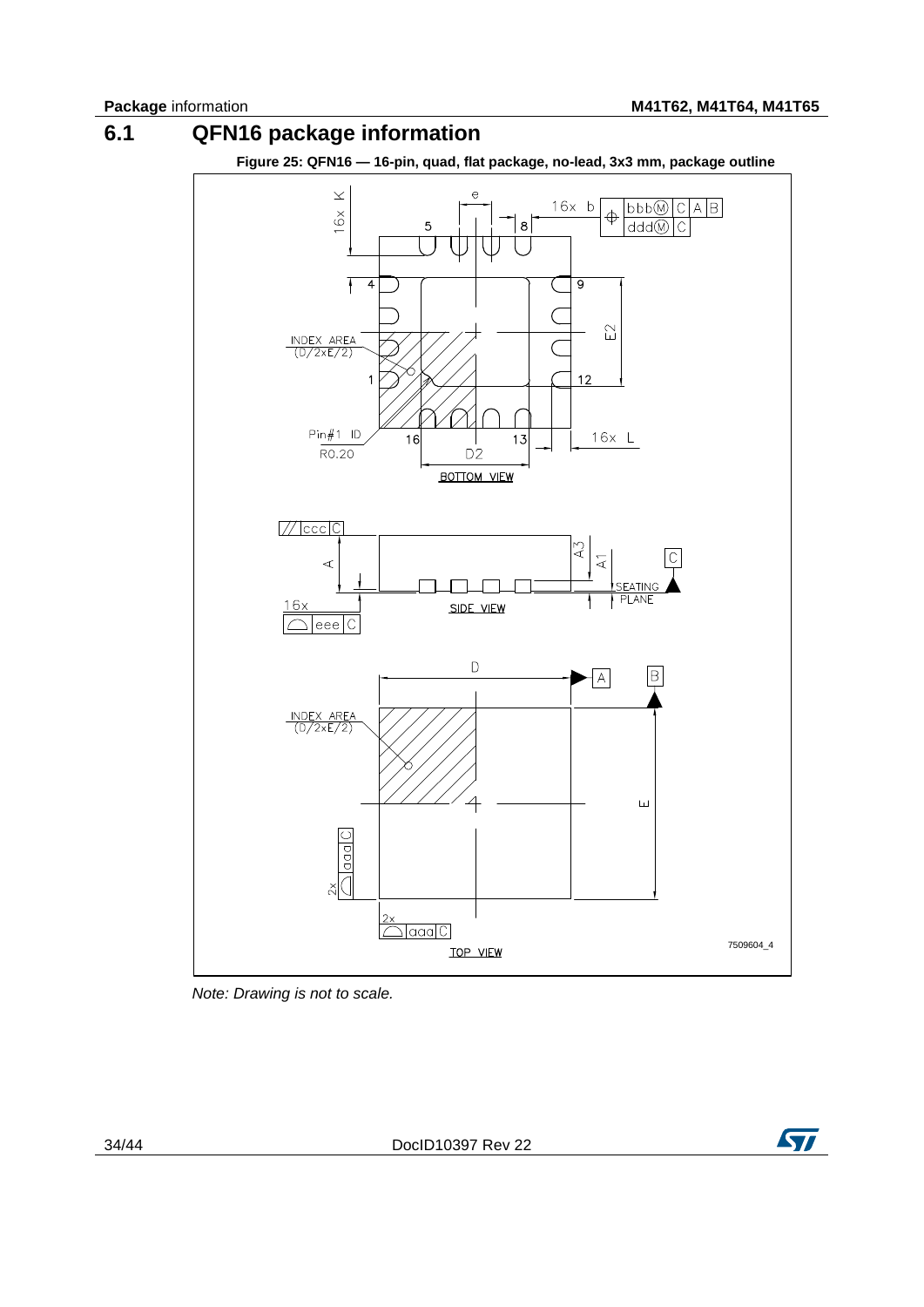## 6.1 QFN16 package information

**Figure 25: QFN16 — 16-pin, quad, flat package, no-lead, 3x3 mm, package outline**

*Note: Drawing is not to scale.*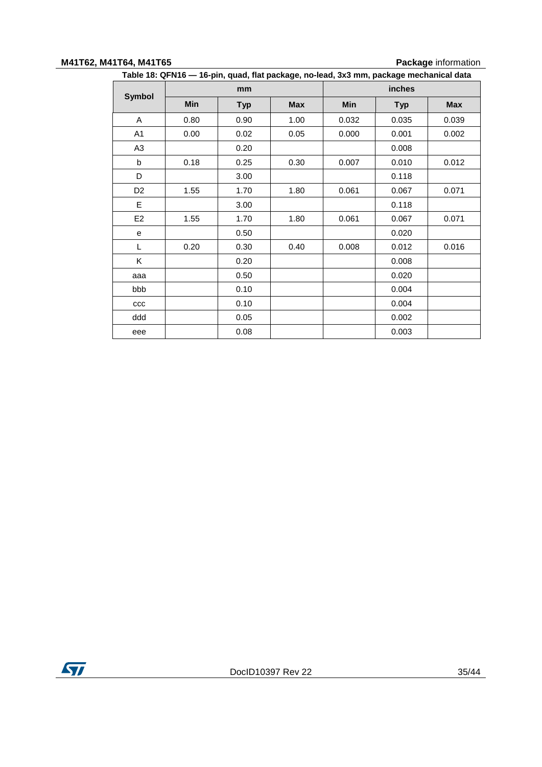Table 18: QFN16 — 16-pin, quad, flat package, no-lead, 3x3 mm, package mechanical data

| Symbol | mm | | | inches | | |
|---|---|---|---|---|---|---|
| | Min | Typ | Max | Min | Typ | Max |
| A | 0.80 | 0.90 | 1.00 | 0.032 | 0.035 | 0.039 |
| A1 | 0.00 | 0.02 | 0.05 | 0.000 | 0.001 | 0.002 |
| A3 | | 0.20 | | | 0.008 | |
| b | 0.18 | 0.25 | 0.30 | 0.007 | 0.010 | 0.012 |
| D | | 3.00 | | | 0.118 | |
| D2 | 1.55 | 1.70 | 1.80 | 0.061 | 0.067 | 0.071 |
| E | | 3.00 | | | 0.118 | |
| E2 | 1.55 | 1.70 | 1.80 | 0.061 | 0.067 | 0.071 |
| e | | 0.50 | | | 0.020 | |
| L | 0.20 | 0.30 | 0.40 | 0.008 | 0.012 | 0.016 |
| K | | 0.20 | | | 0.008 | |
| aaa | | 0.50 | | | 0.020 | |
| bbb | | 0.10 | | | 0.004 | |
| ccc | | 0.10 | | | 0.004 | |
| ddd | | 0.05 | | | 0.002 | |
| eee | | 0.08 | | | 0.003 | |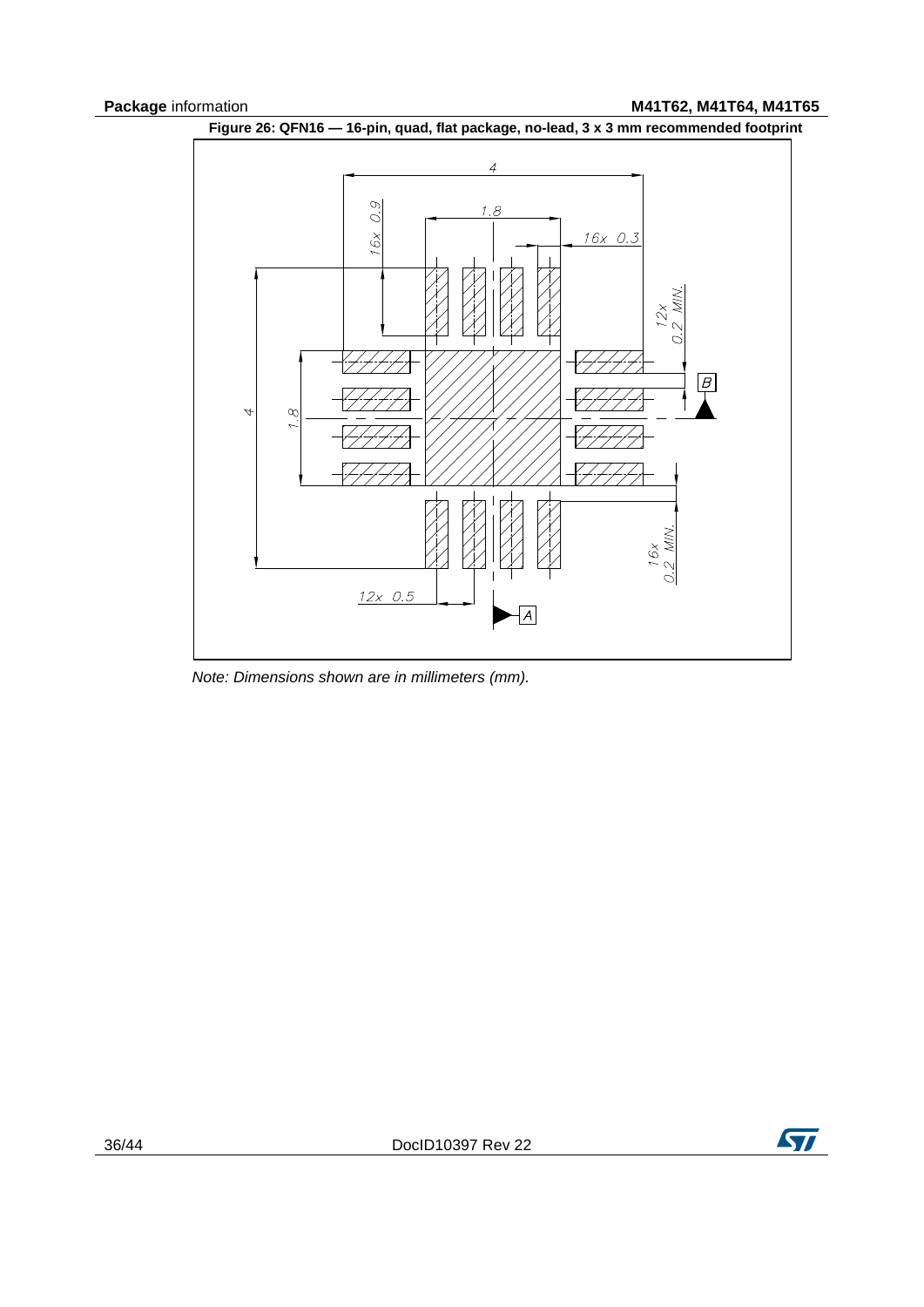**Figure 26: QFN16 — 16-pin, quad, flat package, no-lead, 3 x 3 mm recommended footprint**

*Note: Dimensions shown are in millimeters (mm).*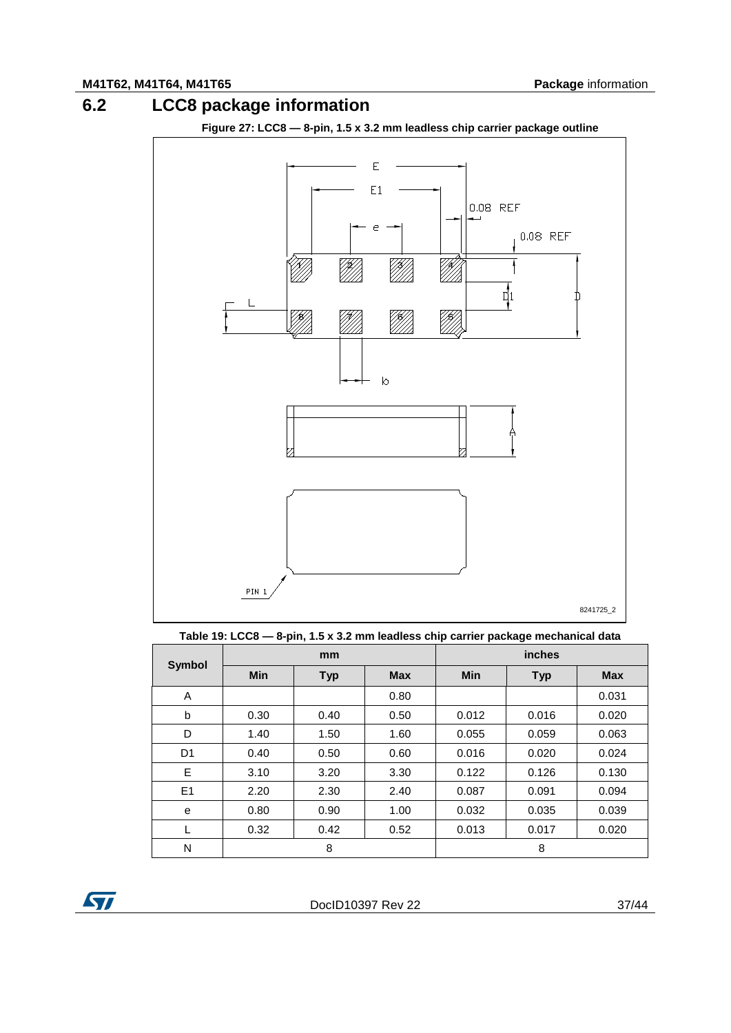## 6.2 LCC8 package information

**Figure 27: LCC8 — 8-pin, 1.5 x 3.2 mm leadless chip carrier package outline**

**Table 19: LCC8 — 8-pin, 1.5 x 3.2 mm leadless chip carrier package mechanical data**

| Symbol | mm | | | inches | | |
|---|---|---|---|---|---|---|
| | Min | Typ | Max | Min | Typ | Max |
| A | | | 0.80 | | | 0.031 |
| b | 0.30 | 0.40 | 0.50 | 0.012 | 0.016 | 0.020 |
| D | 1.40 | 1.50 | 1.60 | 0.055 | 0.059 | 0.063 |
| D1 | 0.40 | 0.50 | 0.60 | 0.016 | 0.020 | 0.024 |
| E | 3.10 | 3.20 | 3.30 | 0.122 | 0.126 | 0.130 |
| E1 | 2.20 | 2.30 | 2.40 | 0.087 | 0.091 | 0.094 |
| e | 0.80 | 0.90 | 1.00 | 0.032 | 0.035 | 0.039 |
| L | 0.32 | 0.42 | 0.52 | 0.013 | 0.017 | 0.020 |
| N | | 8 | | | 8 | |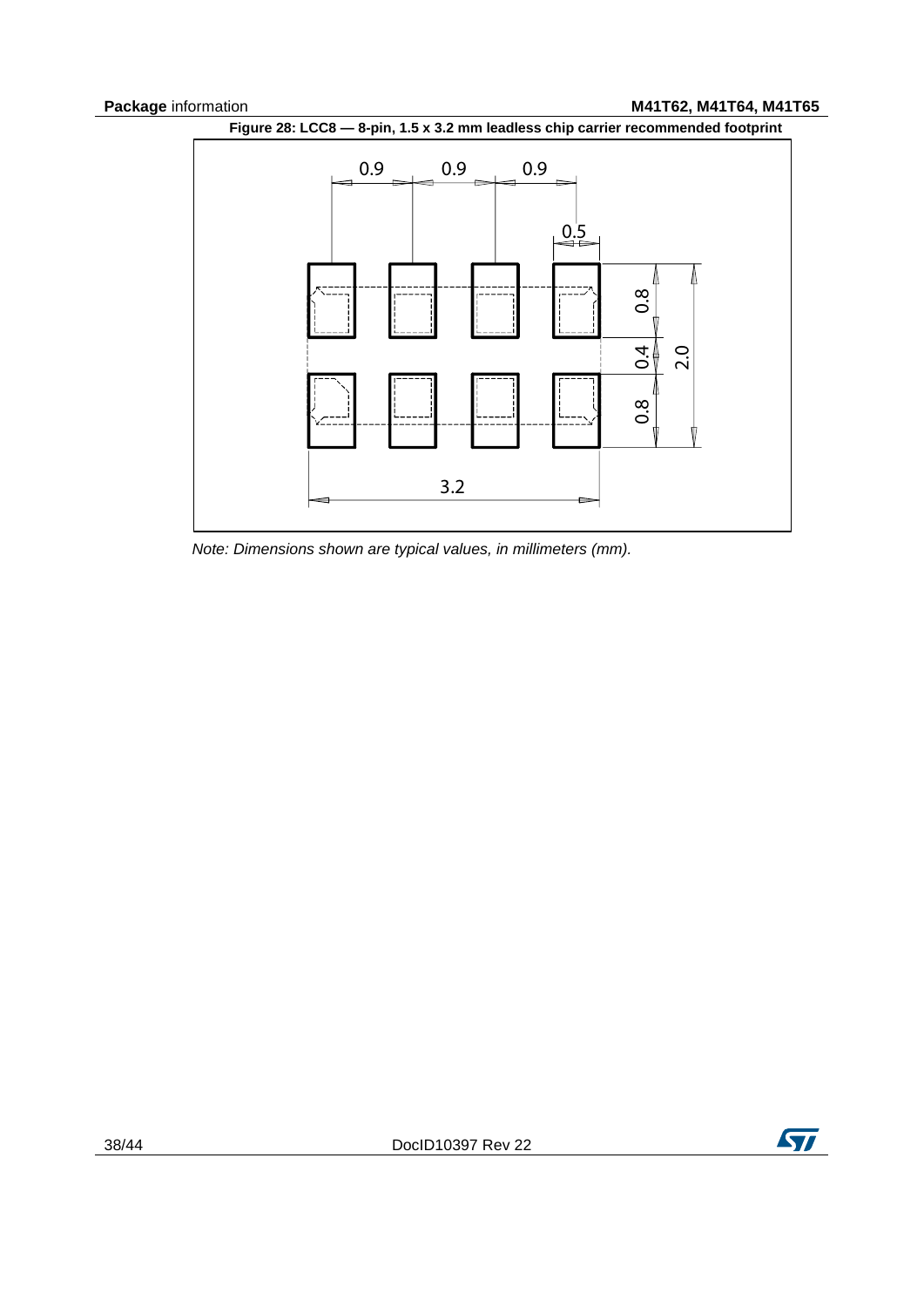**Figure 28: LCC8 — 8-pin, 1.5 x 3.2 mm leadless chip carrier recommended footprint**

*Note: Dimensions shown are typical values, in millimeters (mm).*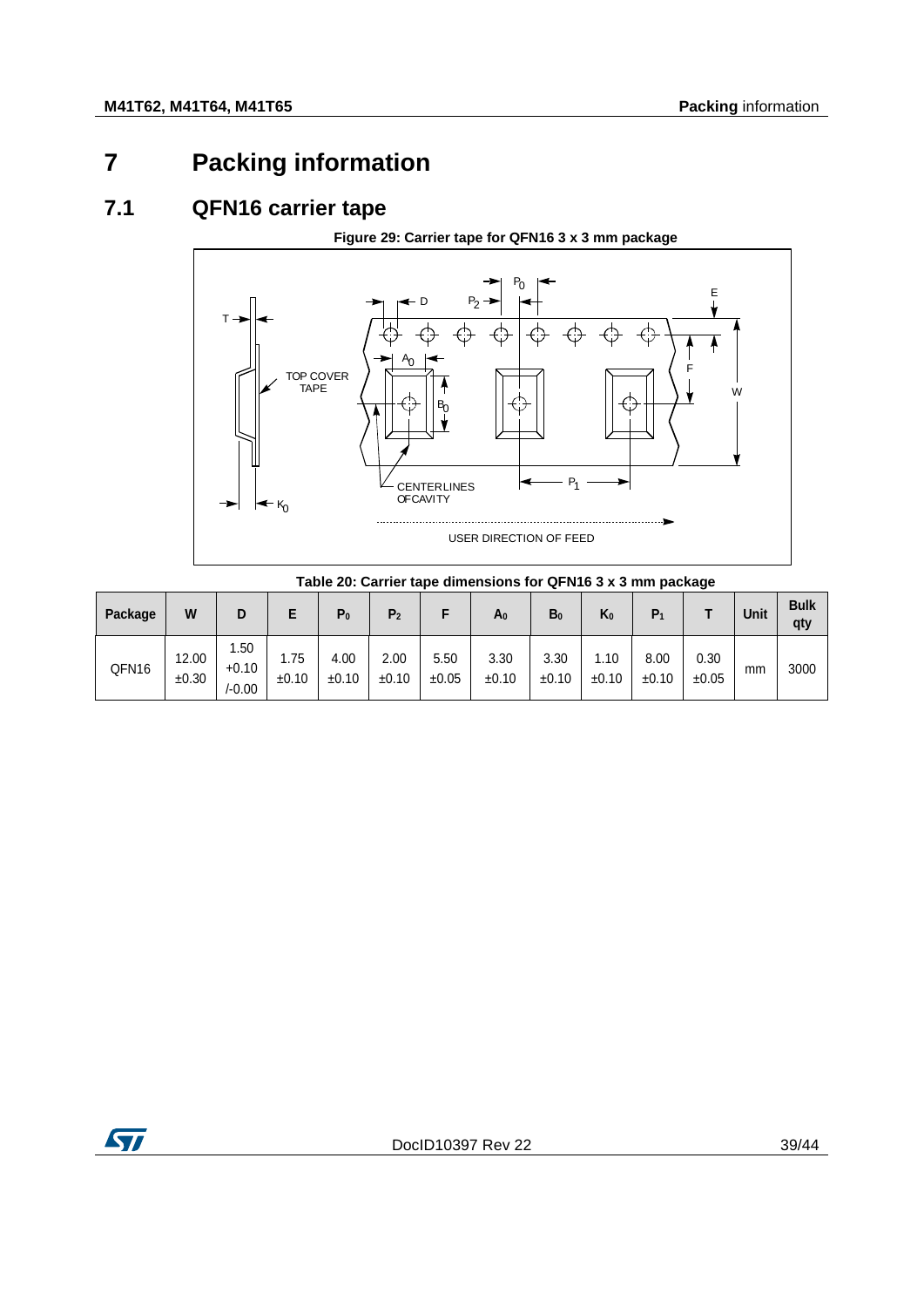# 7 Packing information

## 7.1 QFN16 carrier tape

**Figure 29: Carrier tape for QFN16 3 x 3 mm package**

**Table 20: Carrier tape dimensions for QFN16 3 x 3 mm package**

| Package | W | D | E | $P_0$ | $P_2$ | F | $A_0$ | $B_0$ | $K_0$ | $P_1$ | T | Unit | Bulk qty |
|---|---|---|---|---|---|---|---|---|---|---|---|---|---|
| QFN16 | 12.00 ±0.30 | 1.50 +0.10 /-0.00 | 1.75 ±0.10 | 4.00 ±0.10 | 2.00 ±0.10 | 5.50 ±0.05 | 3.30 ±0.10 | 3.30 ±0.10 | 1.10 ±0.10 | 8.00 ±0.10 | 0.30 ±0.05 | mm | 3000 |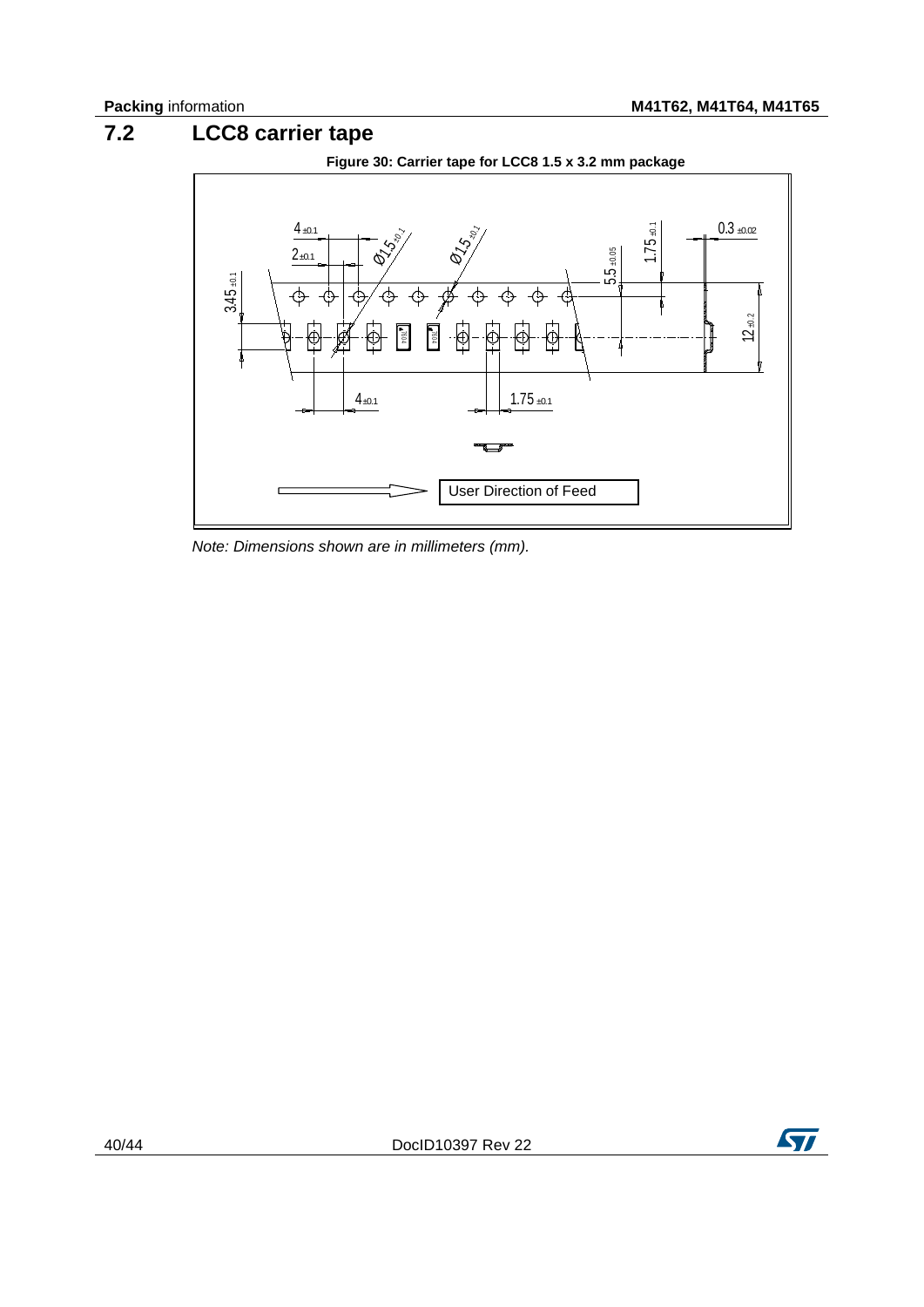## 7.2 LCC8 carrier tape

**Figure 30: Carrier tape for LCC8 1.5 x 3.2 mm package**

User Direction of Feed

*Note: Dimensions shown are in millimeters (mm).*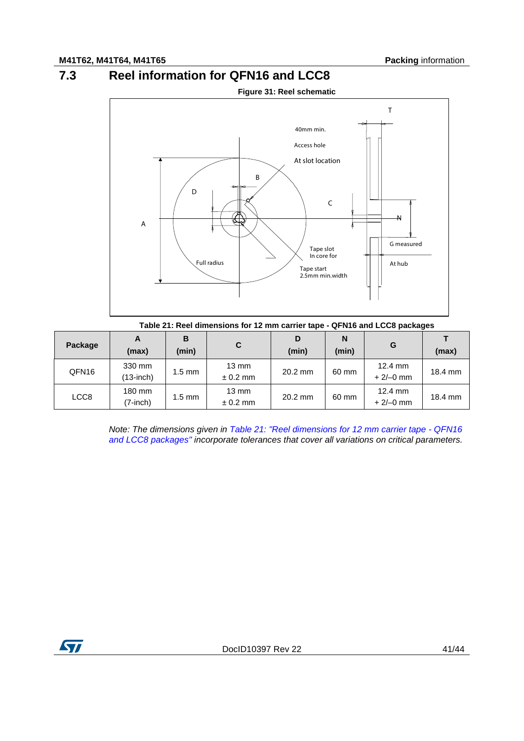## 7.3 Reel information for QFN16 and LCC8

**Figure 31: Reel schematic**

**Table 21: Reel dimensions for 12 mm carrier tape - QFN16 and LCC8 packages**

| Package | A (max) | B (min) | C | D (min) | N (min) | G | T (max) |
|---|---|---|---|---|---|---|---|
| QFN16 | 330 mm (13-inch) | 1.5 mm | 13 mm ± 0.2 mm | 20.2 mm | 60 mm | 12.4 mm + 2/–0 mm | 18.4 mm |
| LCC8 | 180 mm (7-inch) | 1.5 mm | 13 mm ± 0.2 mm | 20.2 mm | 60 mm | 12.4 mm + 2/–0 mm | 18.4 mm |

*Note: The dimensions given in Table 21: "Reel dimensions for 12 mm carrier tape - QFN16 and LCC8 packages" incorporate tolerances that cover all variations on critical parameters.*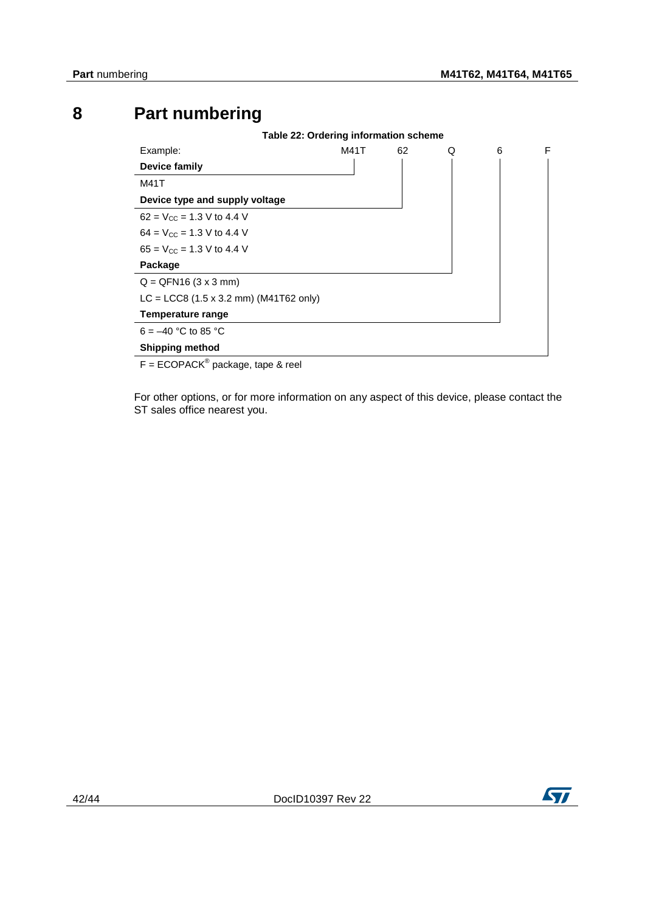# 8 Part numbering

**Table 22: Ordering information scheme**

| Example: | M41T | 62 | Q | 6 | F |
|---|---|---|---|---|---|
| **Device family** | | | | | |
| M41T | | | | | |
| **Device type and supply voltage** | | | | | |
| 62 = $V_{CC}$ = 1.3 V to 4.4 V | | | | | |
| 64 = $V_{CC}$ = 1.3 V to 4.4 V | | | | | |
| 65 = $V_{CC}$ = 1.3 V to 4.4 V | | | | | |
| **Package** | | | | | |
| Q = QFN16 (3 x 3 mm) | | | | | |
| LC = LCC8 (1.5 x 3.2 mm) (M41T62 only) | | | | | |
| **Temperature range** | | | | | |
| 6 = –40 °C to 85 °C | | | | | |
| **Shipping method** | | | | | |
| F = ECOPACK® package, tape & reel | | | | | |

For other options, or for more information on any aspect of this device, please contact the ST sales office nearest you.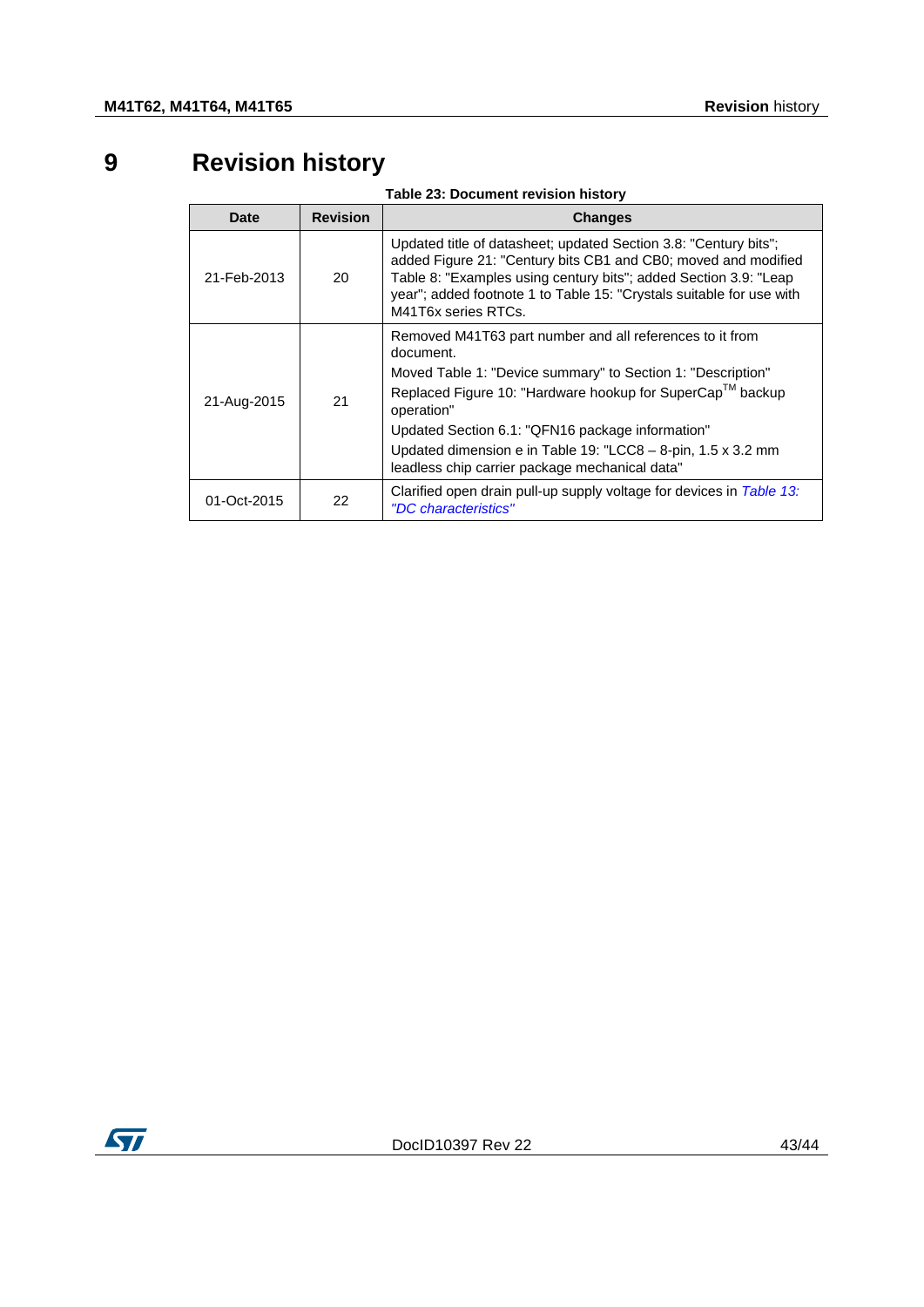# 9 Revision history

**Table 23: Document revision history**

| Date | Revision | Changes |
|---|---|---|
| 21-Feb-2013 | 20 | Updated title of datasheet; updated Section 3.8: "Century bits"; added Figure 21: "Century bits CB1 and CB0; moved and modified Table 8: "Examples using century bits"; added Section 3.9: "Leap year"; added footnote 1 to Table 15: "Crystals suitable for use with M41T6x series RTCs. |
| 21-Aug-2015 | 21 | Removed M41T63 part number and all references to it from document.<br>Moved Table 1: "Device summary" to Section 1: "Description"<br>Replaced Figure 10: "Hardware hookup for SuperCap™ backup operation"<br>Updated Section 6.1: "QFN16 package information"<br>Updated dimension e in Table 19: "LCC8 – 8-pin, 1.5 x 3.2 mm leadless chip carrier package mechanical data" |
| 01-Oct-2015 | 22 | Clarified open drain pull-up supply voltage for devices in *Table 13: "DC characteristics"* |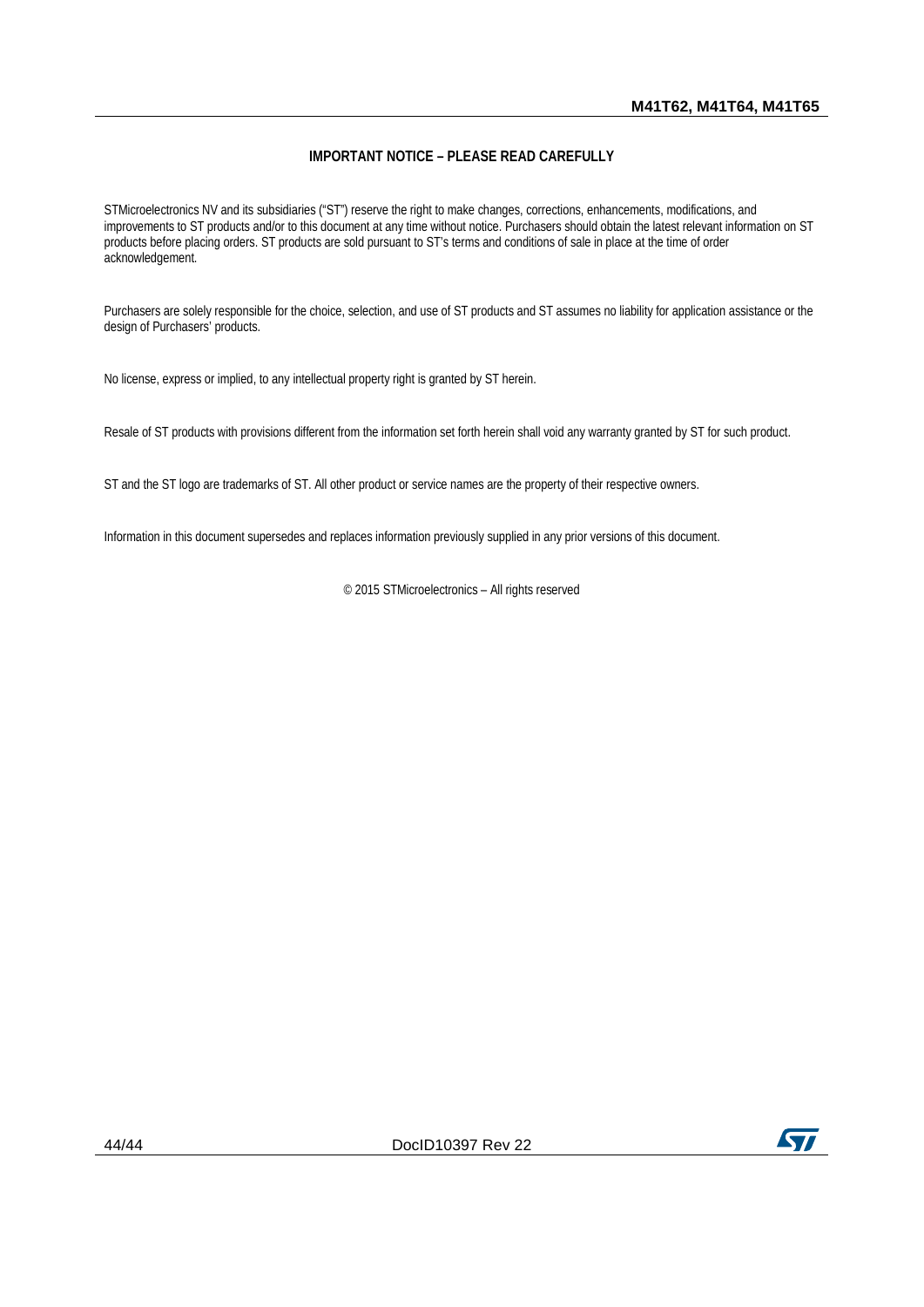**IMPORTANT NOTICE – PLEASE READ CAREFULLY**

STMicroelectronics NV and its subsidiaries ("ST") reserve the right to make changes, corrections, enhancements, modifications, and improvements to ST products and/or to this document at any time without notice. Purchasers should obtain the latest relevant information on ST products before placing orders. ST products are sold pursuant to ST's terms and conditions of sale in place at the time of order acknowledgement.

Purchasers are solely responsible for the choice, selection, and use of ST products and ST assumes no liability for application assistance or the design of Purchasers' products.

No license, express or implied, to any intellectual property right is granted by ST herein.

Resale of ST products with provisions different from the information set forth herein shall void any warranty granted by ST for such product.

ST and the ST logo are trademarks of ST. All other product or service names are the property of their respective owners.

Information in this document supersedes and replaces information previously supplied in any prior versions of this document.

© 2015 STMicroelectronics – All rights reserved